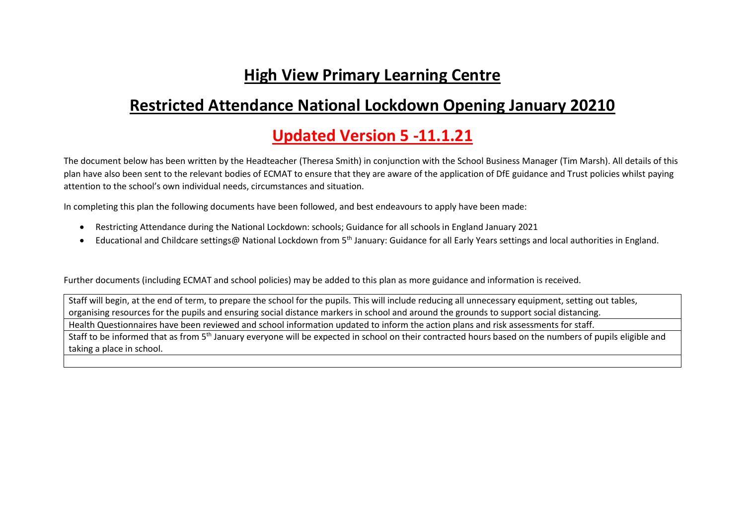# High View Primary Learning Centre

## Restricted Attendance National Lockdown Opening January 20210

## Updated Version 5 -11.1.21

The document below has been written by the Headteacher (Theresa Smith) in conjunction with the School Business Manager (Tim Marsh). All details of this plan have also been sent to the relevant bodies of ECMAT to ensure that they are aware of the application of DfE guidance and Trust policies whilst paying attention to the school's own individual needs, circumstances and situation.

In completing this plan the following documents have been followed, and best endeavours to apply have been made:

- Restricting Attendance during the National Lockdown: schools; Guidance for all schools in England January 2021
- Educational and Childcare settings@ National Lockdown from 5th January: Guidance for all Early Years settings and local authorities in England.

Further documents (including ECMAT and school policies) may be added to this plan as more guidance and information is received.

| Staff will begin, at the end of term, to prepare the school for the pupils. This will include reducing all unnecessary equipment, setting out tables, organising resources for the pupils and ensuring social distance markers in school and around the grounds to support social distancing. |
|---|
| Health Questionnaires have been reviewed and school information updated to inform the action plans and risk assessments for staff. |
| Staff to be informed that as from 5th January everyone will be expected in school on their contracted hours based on the numbers of pupils eligible and taking a place in school. |
| |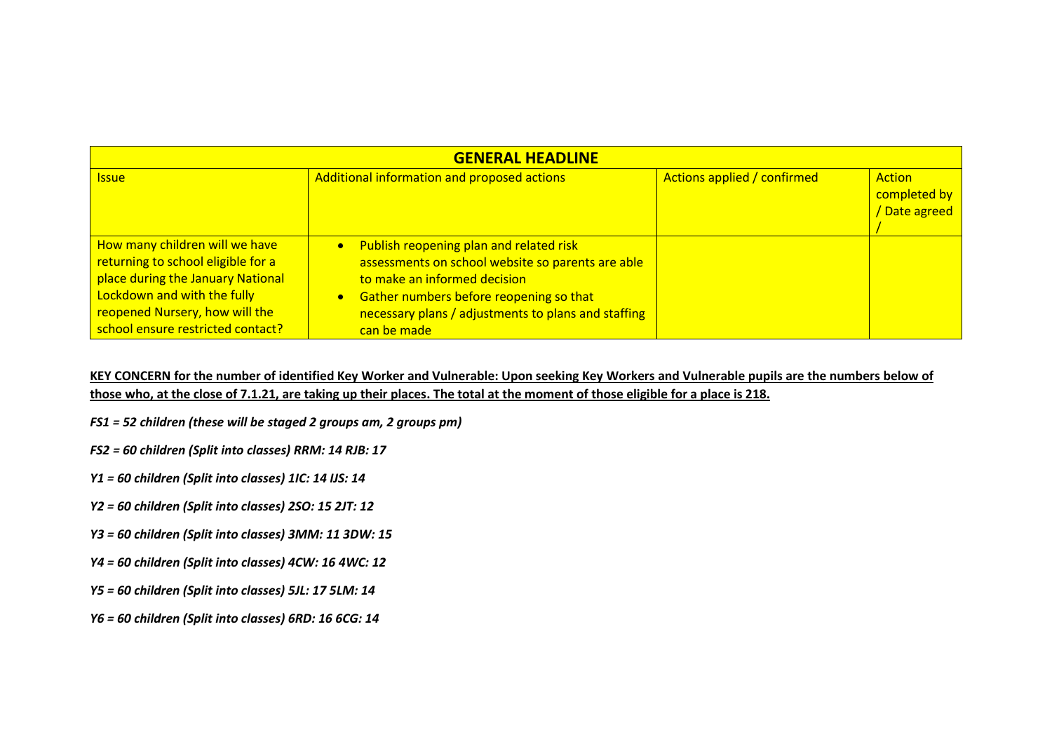| GENERAL HEADLINE | | | |
|---|---|---|---|
| Issue | Additional information and proposed actions | Actions applied / confirmed | Action completed by / Date agreed / |
| How many children will we have returning to school eligible for a place during the January National Lockdown and with the fully reopened Nursery, how will the school ensure restricted contact? | • Publish reopening plan and related risk assessments on school website so parents are able to make an informed decision<br>• Gather numbers before reopening so that necessary plans / adjustments to plans and staffing can be made | | |

**KEY CONCERN for the number of identified Key Worker and Vulnerable: Upon seeking Key Workers and Vulnerable pupils are the numbers below of those who, at the close of 7.1.21, are taking up their places. The total at the moment of those eligible for a place is 218.**

*FS1 = 52 children (these will be staged 2 groups am, 2 groups pm)*

*FS2 = 60 children (Split into classes) RRM: 14 RJB: 17*

*Y1 = 60 children (Split into classes) 1IC: 14 IJS: 14*

*Y2 = 60 children (Split into classes) 2SO: 15 2JT: 12*

*Y3 = 60 children (Split into classes) 3MM: 11 3DW: 15*

*Y4 = 60 children (Split into classes) 4CW: 16 4WC: 12*

*Y5 = 60 children (Split into classes) 5JL: 17 5LM: 14*

*Y6 = 60 children (Split into classes) 6RD: 16 6CG: 14*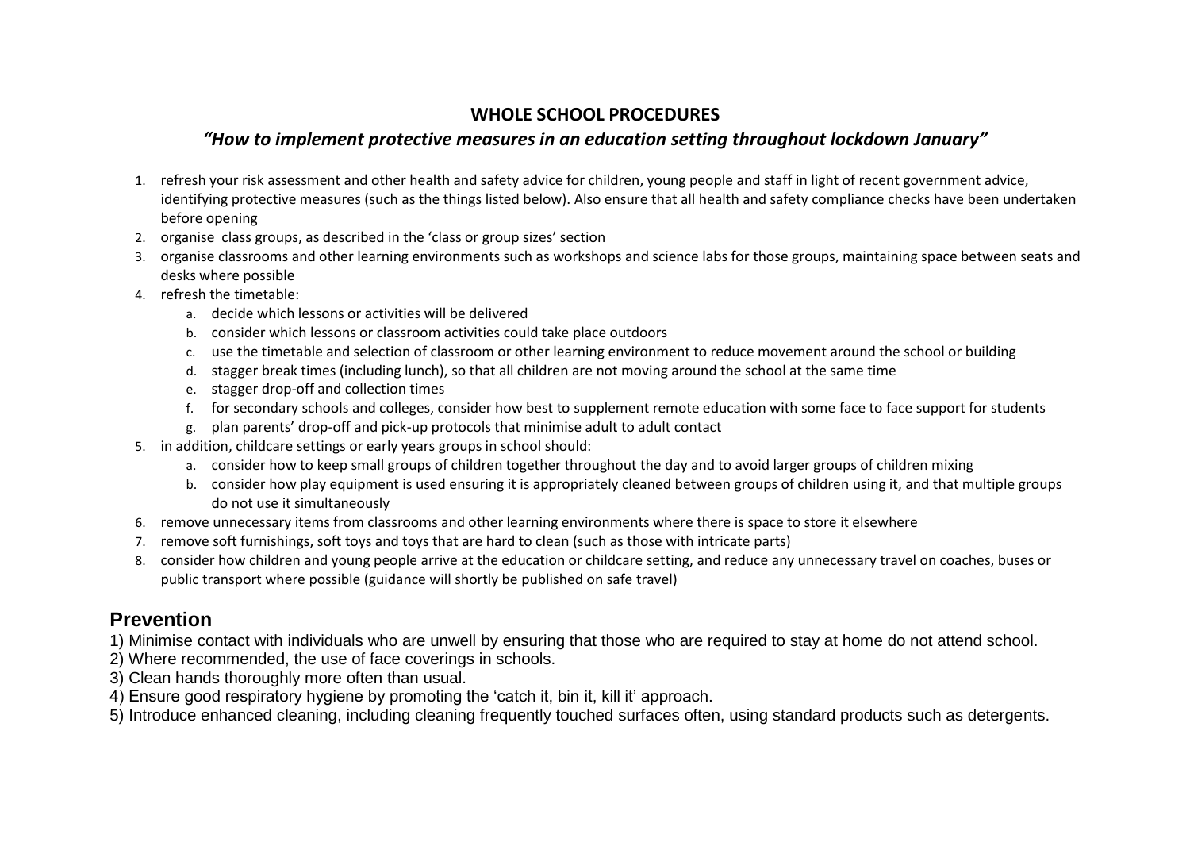## WHOLE SCHOOL PROCEDURES

### *"How to implement protective measures in an education setting throughout lockdown January"*

1. refresh your risk assessment and other health and safety advice for children, young people and staff in light of recent government advice, identifying protective measures (such as the things listed below). Also ensure that all health and safety compliance checks have been undertaken before opening
2. organise class groups, as described in the 'class or group sizes' section
3. organise classrooms and other learning environments such as workshops and science labs for those groups, maintaining space between seats and desks where possible
4. refresh the timetable:
   a. decide which lessons or activities will be delivered
   b. consider which lessons or classroom activities could take place outdoors
   c. use the timetable and selection of classroom or other learning environment to reduce movement around the school or building
   d. stagger break times (including lunch), so that all children are not moving around the school at the same time
   e. stagger drop-off and collection times
   f. for secondary schools and colleges, consider how best to supplement remote education with some face to face support for students
   g. plan parents' drop-off and pick-up protocols that minimise adult to adult contact
5. in addition, childcare settings or early years groups in school should:
   a. consider how to keep small groups of children together throughout the day and to avoid larger groups of children mixing
   b. consider how play equipment is used ensuring it is appropriately cleaned between groups of children using it, and that multiple groups do not use it simultaneously
6. remove unnecessary items from classrooms and other learning environments where there is space to store it elsewhere
7. remove soft furnishings, soft toys and toys that are hard to clean (such as those with intricate parts)
8. consider how children and young people arrive at the education or childcare setting, and reduce any unnecessary travel on coaches, buses or public transport where possible (guidance will shortly be published on safe travel)

## Prevention

1) Minimise contact with individuals who are unwell by ensuring that those who are required to stay at home do not attend school.
2) Where recommended, the use of face coverings in schools.
3) Clean hands thoroughly more often than usual.
4) Ensure good respiratory hygiene by promoting the 'catch it, bin it, kill it' approach.
5) Introduce enhanced cleaning, including cleaning frequently touched surfaces often, using standard products such as detergents.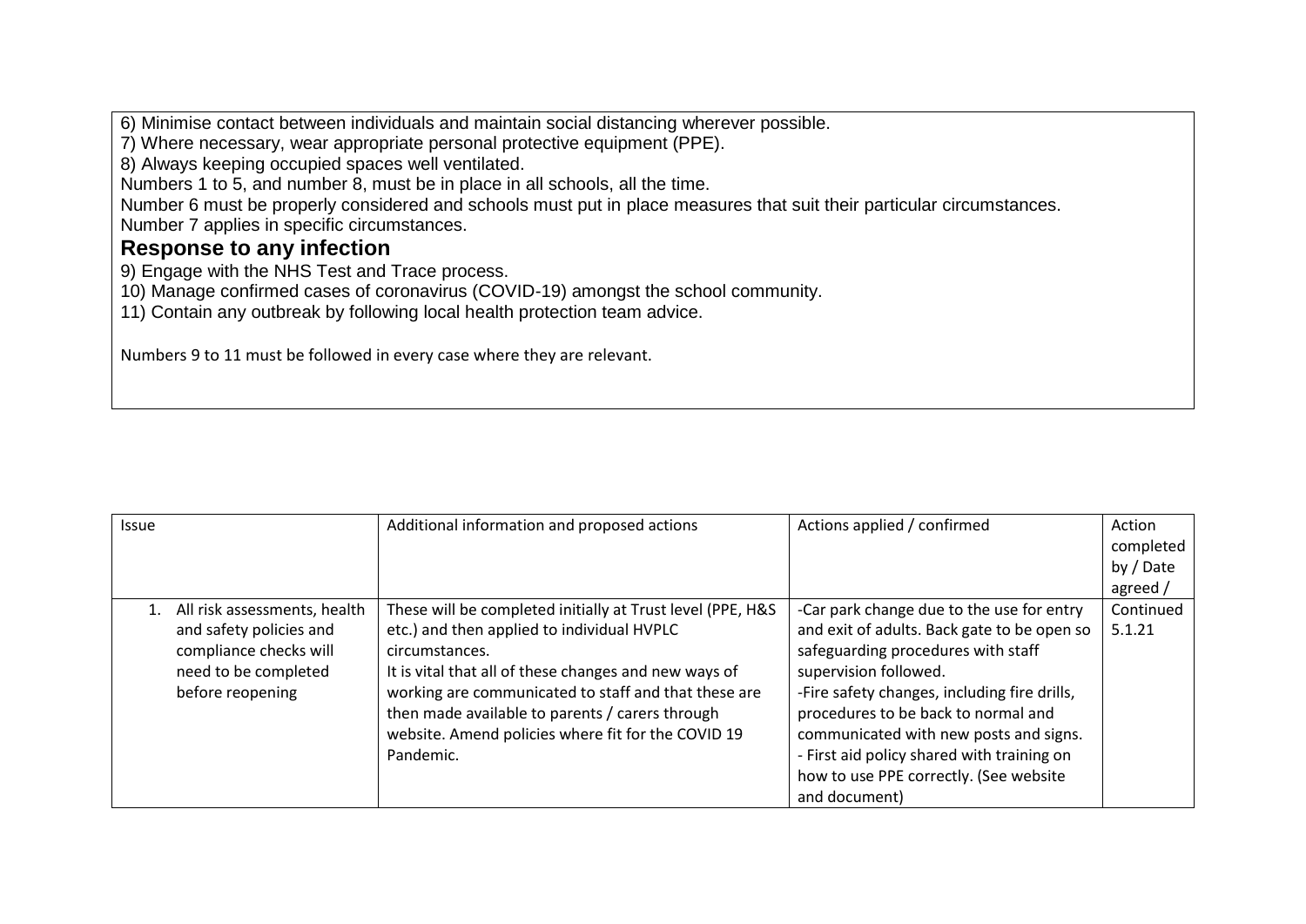6) Minimise contact between individuals and maintain social distancing wherever possible.
7) Where necessary, wear appropriate personal protective equipment (PPE).
8) Always keeping occupied spaces well ventilated.
Numbers 1 to 5, and number 8, must be in place in all schools, all the time.
Number 6 must be properly considered and schools must put in place measures that suit their particular circumstances.
Number 7 applies in specific circumstances.

## Response to any infection

9) Engage with the NHS Test and Trace process.
10) Manage confirmed cases of coronavirus (COVID-19) amongst the school community.
11) Contain any outbreak by following local health protection team advice.

Numbers 9 to 11 must be followed in every case where they are relevant.

| Issue | Additional information and proposed actions | Actions applied / confirmed | Action completed by / Date agreed / |
|---|---|---|---|
| 1. All risk assessments, health and safety policies and compliance checks will need to be completed before reopening | These will be completed initially at Trust level (PPE, H&S etc.) and then applied to individual HVPLC circumstances.<br>It is vital that all of these changes and new ways of working are communicated to staff and that these are then made available to parents / carers through website. Amend policies where fit for the COVID 19 Pandemic. | -Car park change due to the use for entry and exit of adults. Back gate to be open so safeguarding procedures with staff supervision followed.<br>-Fire safety changes, including fire drills, procedures to be back to normal and communicated with new posts and signs.<br>- First aid policy shared with training on how to use PPE correctly. (See website and document) | Continued 5.1.21 |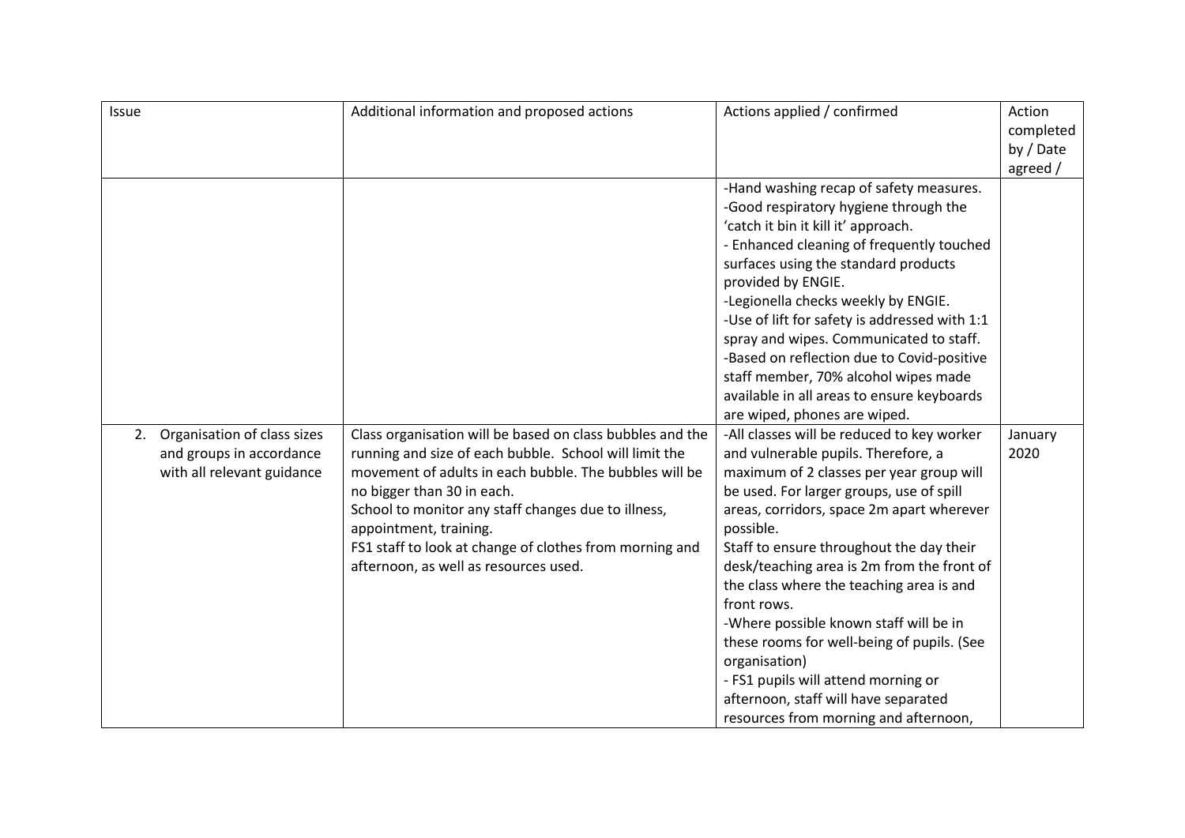| Issue | Additional information and proposed actions | Actions applied / confirmed | Action completed by / Date agreed / |
|---|---|---|---|
| | | -Hand washing recap of safety measures.<br>-Good respiratory hygiene through the 'catch it bin it kill it' approach.<br>- Enhanced cleaning of frequently touched surfaces using the standard products provided by ENGIE.<br>-Legionella checks weekly by ENGIE.<br>-Use of lift for safety is addressed with 1:1 spray and wipes. Communicated to staff.<br>-Based on reflection due to Covid-positive staff member, 70% alcohol wipes made available in all areas to ensure keyboards are wiped, phones are wiped. | |
| 2. Organisation of class sizes and groups in accordance with all relevant guidance | Class organisation will be based on class bubbles and the running and size of each bubble. School will limit the movement of adults in each bubble. The bubbles will be no bigger than 30 in each.<br>School to monitor any staff changes due to illness, appointment, training.<br>FS1 staff to look at change of clothes from morning and afternoon, as well as resources used. | -All classes will be reduced to key worker and vulnerable pupils. Therefore, a maximum of 2 classes per year group will be used. For larger groups, use of spill areas, corridors, space 2m apart wherever possible.<br>Staff to ensure throughout the day their desk/teaching area is 2m from the front of the class where the teaching area is and front rows.<br>-Where possible known staff will be in these rooms for well-being of pupils. (See organisation)<br>- FS1 pupils will attend morning or afternoon, staff will have separated resources from morning and afternoon, | January 2020 |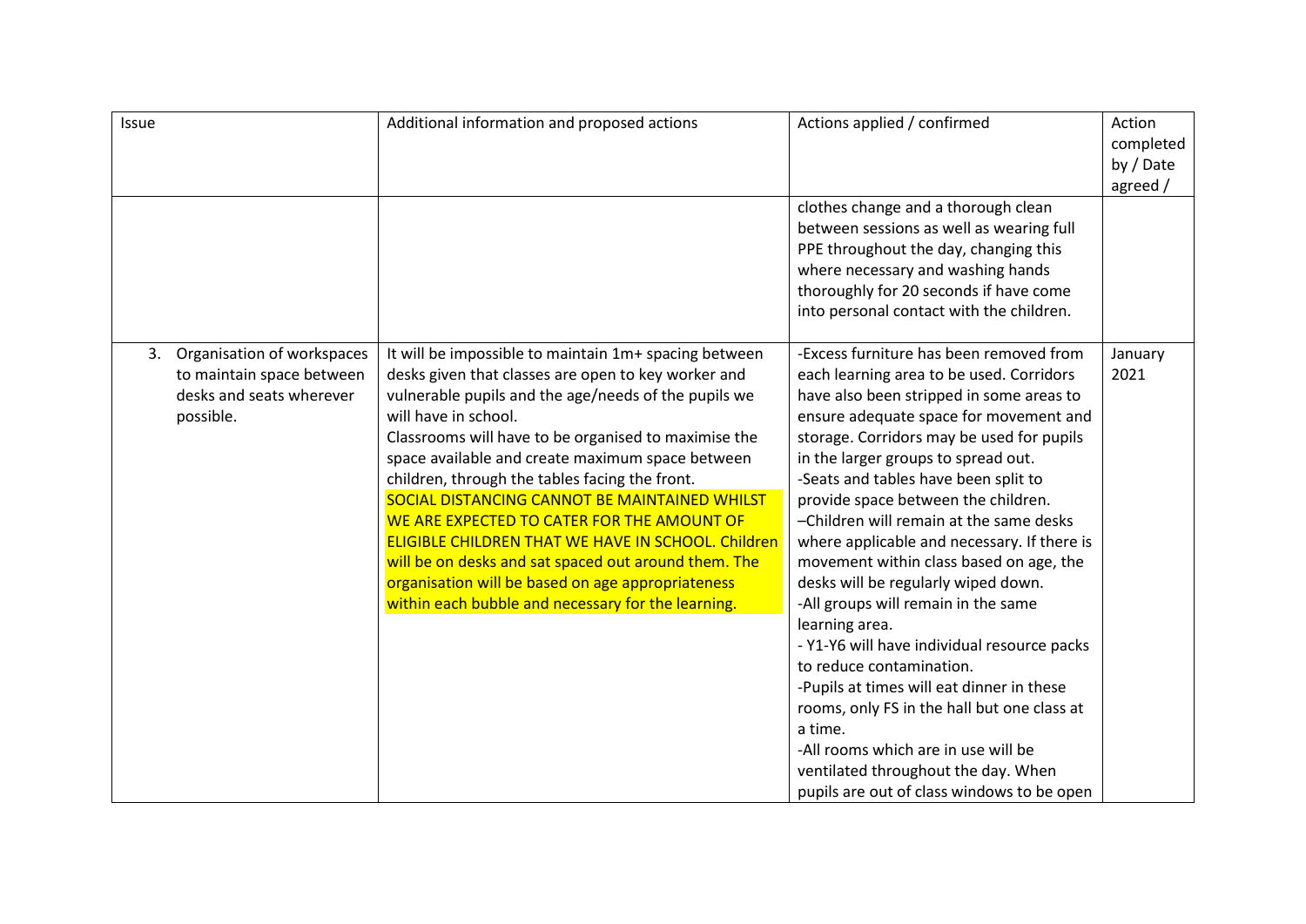| Issue | Additional information and proposed actions | Actions applied / confirmed | Action completed by / Date agreed / |
| --- | --- | --- | --- |
| | | clothes change and a thorough clean between sessions as well as wearing full PPE throughout the day, changing this where necessary and washing hands thoroughly for 20 seconds if have come into personal contact with the children. | |
| 3. Organisation of workspaces to maintain space between desks and seats wherever possible. | It will be impossible to maintain 1m+ spacing between desks given that classes are open to key worker and vulnerable pupils and the age/needs of the pupils we will have in school.<br>Classrooms will have to be organised to maximise the space available and create maximum space between children, through the tables facing the front.<br>SOCIAL DISTANCING CANNOT BE MAINTAINED WHILST WE ARE EXPECTED TO CATER FOR THE AMOUNT OF ELIGIBLE CHILDREN THAT WE HAVE IN SCHOOL. Children will be on desks and sat spaced out around them. The organisation will be based on age appropriateness within each bubble and necessary for the learning. | -Excess furniture has been removed from each learning area to be used. Corridors have also been stripped in some areas to ensure adequate space for movement and storage. Corridors may be used for pupils in the larger groups to spread out.<br>-Seats and tables have been split to provide space between the children.<br>–Children will remain at the same desks where applicable and necessary. If there is movement within class based on age, the desks will be regularly wiped down.<br>-All groups will remain in the same learning area.<br>- Y1-Y6 will have individual resource packs to reduce contamination.<br>-Pupils at times will eat dinner in these rooms, only FS in the hall but one class at a time.<br>-All rooms which are in use will be ventilated throughout the day. When pupils are out of class windows to be open | January 2021 |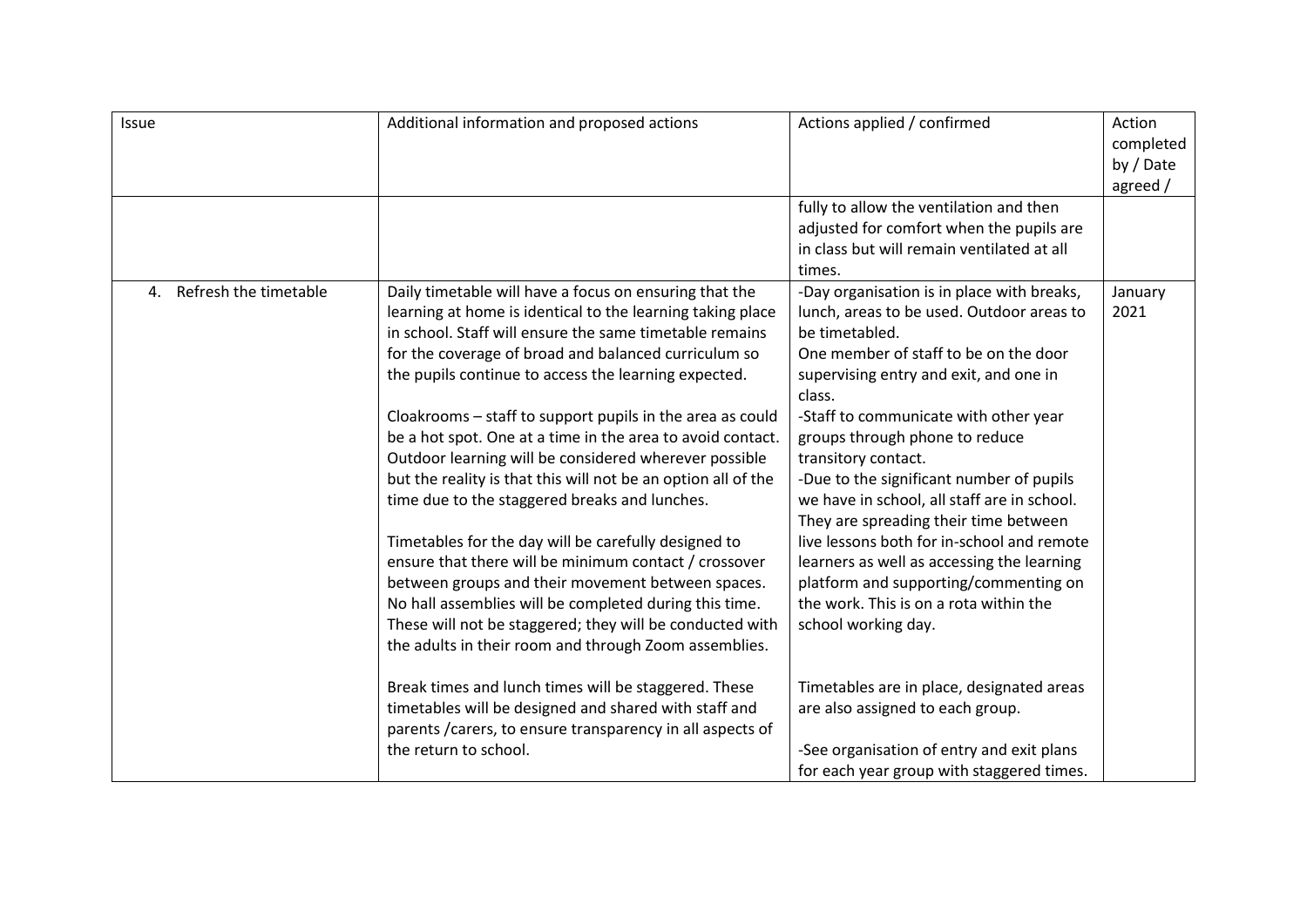| Issue | Additional information and proposed actions | Actions applied / confirmed | Action completed by / Date agreed / |
|---|---|---|---|
| | | fully to allow the ventilation and then adjusted for comfort when the pupils are in class but will remain ventilated at all times. | |
| 4. Refresh the timetable | Daily timetable will have a focus on ensuring that the learning at home is identical to the learning taking place in school. Staff will ensure the same timetable remains for the coverage of broad and balanced curriculum so the pupils continue to access the learning expected.<br><br>Cloakrooms – staff to support pupils in the area as could be a hot spot. One at a time in the area to avoid contact. Outdoor learning will be considered wherever possible but the reality is that this will not be an option all of the time due to the staggered breaks and lunches.<br><br>Timetables for the day will be carefully designed to ensure that there will be minimum contact / crossover between groups and their movement between spaces. No hall assemblies will be completed during this time. These will not be staggered; they will be conducted with the adults in their room and through Zoom assemblies.<br><br>Break times and lunch times will be staggered. These timetables will be designed and shared with staff and parents /carers, to ensure transparency in all aspects of the return to school. | -Day organisation is in place with breaks, lunch, areas to be used. Outdoor areas to be timetabled.<br>One member of staff to be on the door supervising entry and exit, and one in class.<br>-Staff to communicate with other year groups through phone to reduce transitory contact.<br>-Due to the significant number of pupils we have in school, all staff are in school. They are spreading their time between live lessons both for in-school and remote learners as well as accessing the learning platform and supporting/commenting on the work. This is on a rota within the school working day.<br><br>Timetables are in place, designated areas are also assigned to each group.<br><br>-See organisation of entry and exit plans for each year group with staggered times. | January 2021 |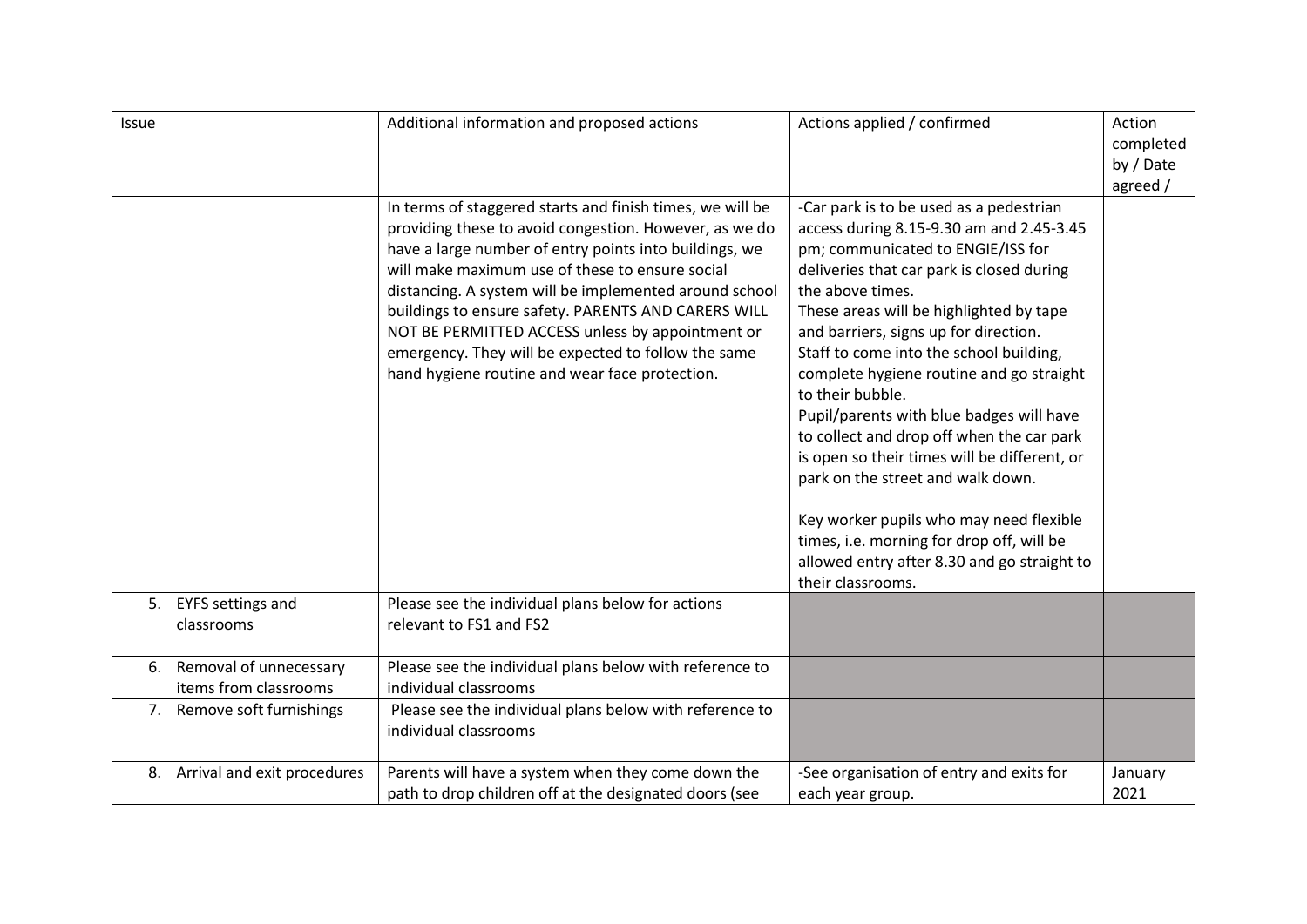| Issue | Additional information and proposed actions | Actions applied / confirmed | Action completed by / Date agreed / |
| --- | --- | --- | --- |
| | In terms of staggered starts and finish times, we will be providing these to avoid congestion. However, as we do have a large number of entry points into buildings, we will make maximum use of these to ensure social distancing. A system will be implemented around school buildings to ensure safety. PARENTS AND CARERS WILL NOT BE PERMITTED ACCESS unless by appointment or emergency. They will be expected to follow the same hand hygiene routine and wear face protection. | -Car park is to be used as a pedestrian access during 8.15-9.30 am and 2.45-3.45 pm; communicated to ENGIE/ISS for deliveries that car park is closed during the above times.<br>These areas will be highlighted by tape and barriers, signs up for direction.<br>Staff to come into the school building, complete hygiene routine and go straight to their bubble.<br>Pupil/parents with blue badges will have to collect and drop off when the car park is open so their times will be different, or park on the street and walk down.<br><br>Key worker pupils who may need flexible times, i.e. morning for drop off, will be allowed entry after 8.30 and go straight to their classrooms. | |
| 5. EYFS settings and classrooms | Please see the individual plans below for actions relevant to FS1 and FS2 | | |
| 6. Removal of unnecessary items from classrooms | Please see the individual plans below with reference to individual classrooms | | |
| 7. Remove soft furnishings | Please see the individual plans below with reference to individual classrooms | | |
| 8. Arrival and exit procedures | Parents will have a system when they come down the path to drop children off at the designated doors (see | -See organisation of entry and exits for each year group. | January 2021 |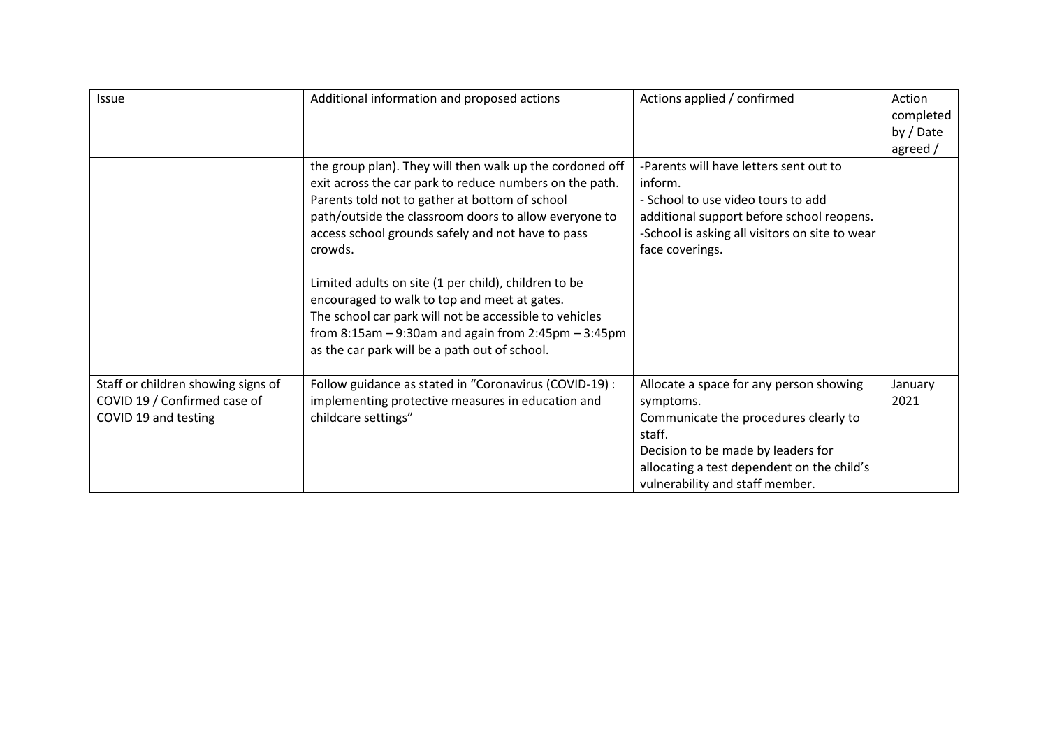| Issue | Additional information and proposed actions | Actions applied / confirmed | Action completed by / Date agreed / |
|---|---|---|---|
| | the group plan). They will then walk up the cordoned off exit across the car park to reduce numbers on the path. Parents told not to gather at bottom of school path/outside the classroom doors to allow everyone to access school grounds safely and not have to pass crowds.<br><br>Limited adults on site (1 per child), children to be encouraged to walk to top and meet at gates.<br>The school car park will not be accessible to vehicles from 8:15am – 9:30am and again from 2:45pm – 3:45pm as the car park will be a path out of school. | -Parents will have letters sent out to inform.<br>- School to use video tours to add additional support before school reopens.<br>-School is asking all visitors on site to wear face coverings. | |
| Staff or children showing signs of COVID 19 / Confirmed case of COVID 19 and testing | Follow guidance as stated in "Coronavirus (COVID-19) : implementing protective measures in education and childcare settings" | Allocate a space for any person showing symptoms.<br>Communicate the procedures clearly to staff.<br>Decision to be made by leaders for allocating a test dependent on the child's vulnerability and staff member. | January 2021 |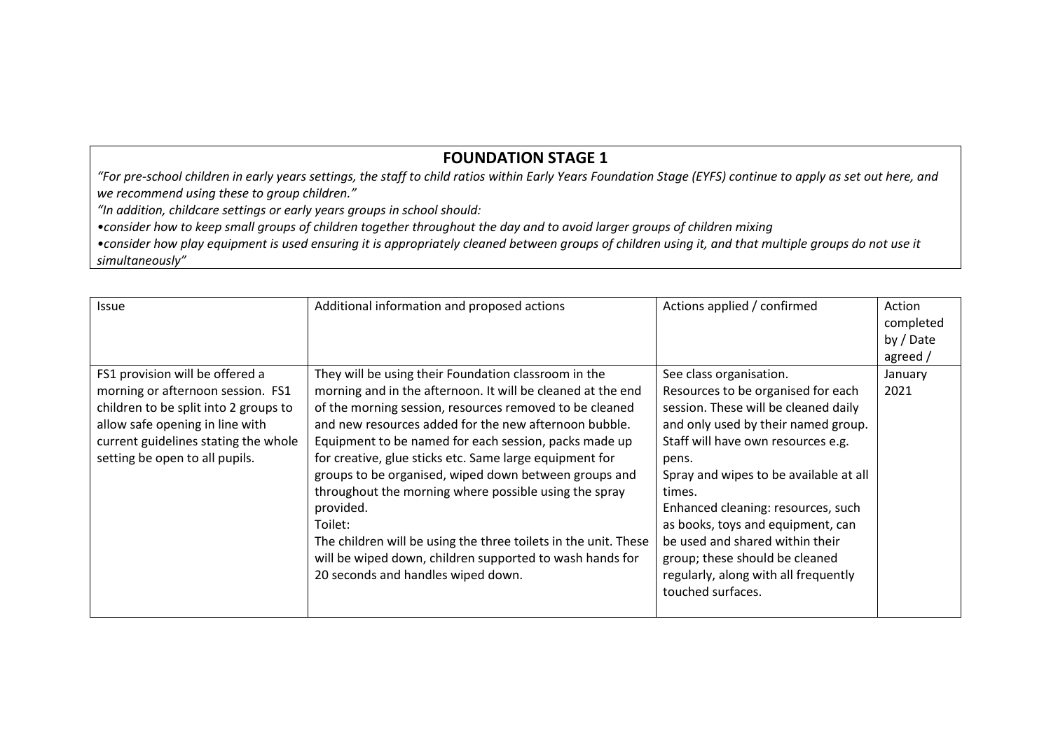## FOUNDATION STAGE 1

*"For pre-school children in early years settings, the staff to child ratios within Early Years Foundation Stage (EYFS) continue to apply as set out here, and we recommend using these to group children."*

*"In addition, childcare settings or early years groups in school should:*

*•consider how to keep small groups of children together throughout the day and to avoid larger groups of children mixing*

*•consider how play equipment is used ensuring it is appropriately cleaned between groups of children using it, and that multiple groups do not use it simultaneously"*

| Issue | Additional information and proposed actions | Actions applied / confirmed | Action completed by / Date agreed / |
| --- | --- | --- | --- |
| FS1 provision will be offered a morning or afternoon session. FS1 children to be split into 2 groups to allow safe opening in line with current guidelines stating the whole setting be open to all pupils. | They will be using their Foundation classroom in the morning and in the afternoon. It will be cleaned at the end of the morning session, resources removed to be cleaned and new resources added for the new afternoon bubble. Equipment to be named for each session, packs made up for creative, glue sticks etc. Same large equipment for groups to be organised, wiped down between groups and throughout the morning where possible using the spray provided.<br>Toilet:<br>The children will be using the three toilets in the unit. These will be wiped down, children supported to wash hands for 20 seconds and handles wiped down. | See class organisation.<br>Resources to be organised for each session. These will be cleaned daily and only used by their named group.<br>Staff will have own resources e.g. pens.<br>Spray and wipes to be available at all times.<br>Enhanced cleaning: resources, such as books, toys and equipment, can be used and shared within their group; these should be cleaned regularly, along with all frequently touched surfaces. | January 2021 |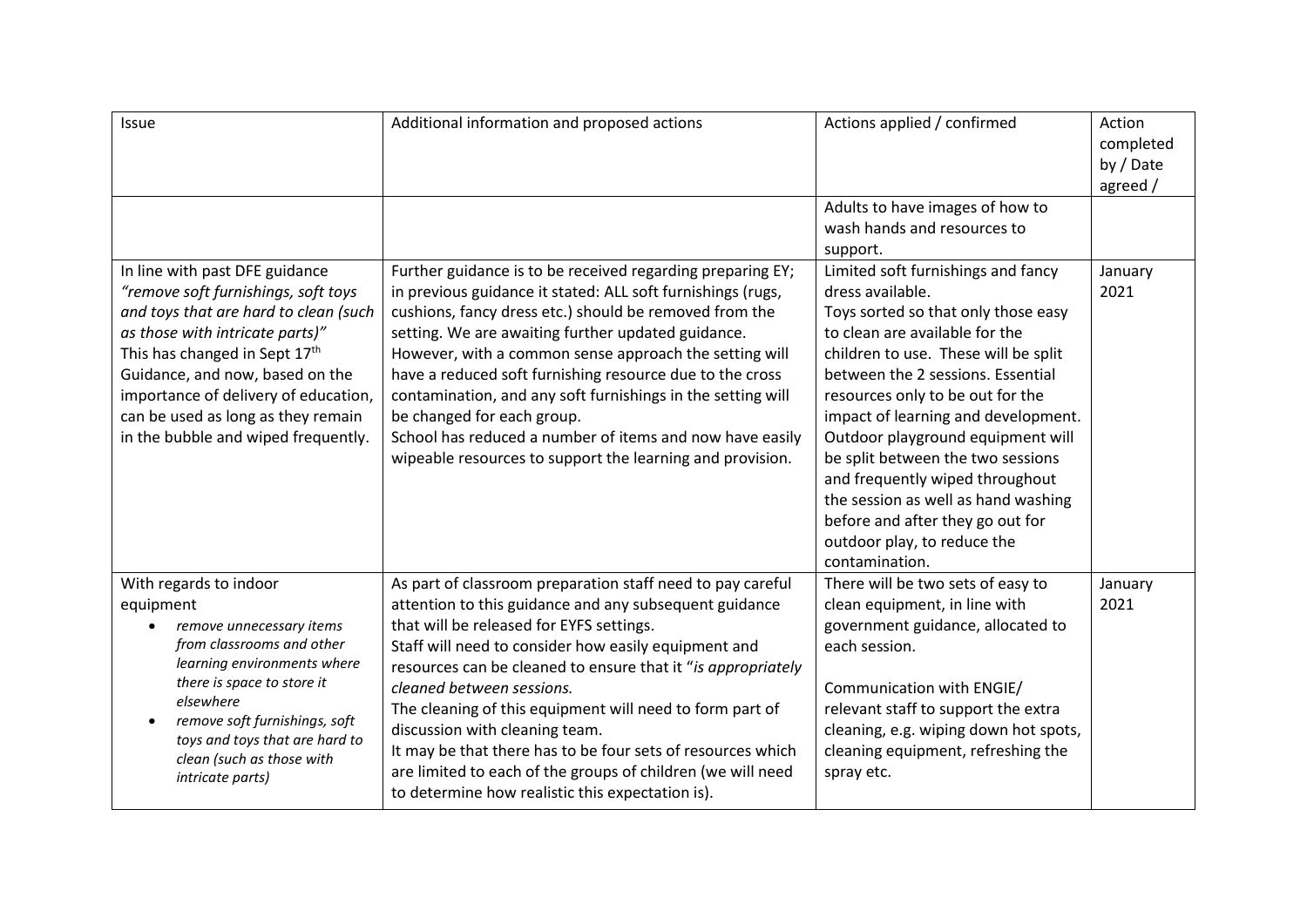| Issue | Additional information and proposed actions | Actions applied / confirmed | Action completed by / Date agreed / |
|---|---|---|---|
| | | Adults to have images of how to wash hands and resources to support. | |
| In line with past DFE guidance *"remove soft furnishings, soft toys and toys that are hard to clean (such as those with intricate parts)"* This has changed in Sept 17th Guidance, and now, based on the importance of delivery of education, can be used as long as they remain in the bubble and wiped frequently. | Further guidance is to be received regarding preparing EY; in previous guidance it stated: ALL soft furnishings (rugs, cushions, fancy dress etc.) should be removed from the setting. We are awaiting further updated guidance. However, with a common sense approach the setting will have a reduced soft furnishing resource due to the cross contamination, and any soft furnishings in the setting will be changed for each group. School has reduced a number of items and now have easily wipeable resources to support the learning and provision. | Limited soft furnishings and fancy dress available. Toys sorted so that only those easy to clean are available for the children to use. These will be split between the 2 sessions. Essential resources only to be out for the impact of learning and development. Outdoor playground equipment will be split between the two sessions and frequently wiped throughout the session as well as hand washing before and after they go out for outdoor play, to reduce the contamination. | January 2021 |
| With regards to indoor equipment<br>• *remove unnecessary items from classrooms and other learning environments where there is space to store it elsewhere*<br>• *remove soft furnishings, soft toys and toys that are hard to clean (such as those with intricate parts)* | As part of classroom preparation staff need to pay careful attention to this guidance and any subsequent guidance that will be released for EYFS settings. Staff will need to consider how easily equipment and resources can be cleaned to ensure that it "*is appropriately cleaned between sessions.* The cleaning of this equipment will need to form part of discussion with cleaning team. It may be that there has to be four sets of resources which are limited to each of the groups of children (we will need to determine how realistic this expectation is). | There will be two sets of easy to clean equipment, in line with government guidance, allocated to each session.<br><br>Communication with ENGIE/ relevant staff to support the extra cleaning, e.g. wiping down hot spots, cleaning equipment, refreshing the spray etc. | January 2021 |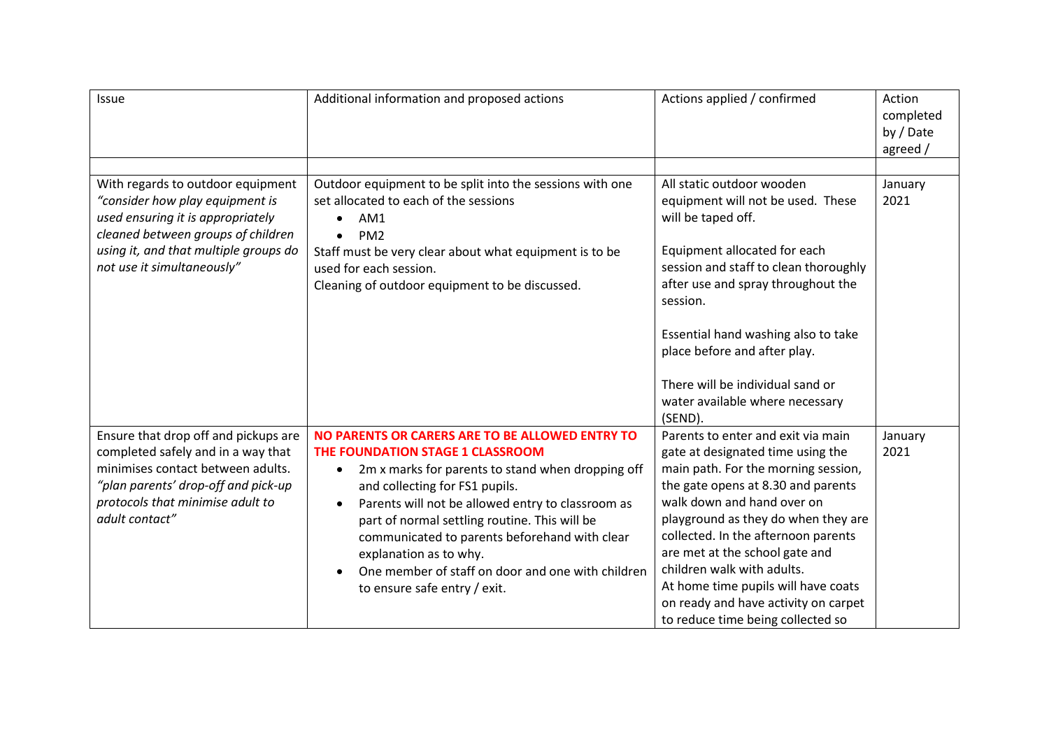| Issue | Additional information and proposed actions | Actions applied / confirmed | Action completed by / Date agreed / |
|---|---|---|---|
| | | | |
| With regards to outdoor equipment *"consider how play equipment is used ensuring it is appropriately cleaned between groups of children using it, and that multiple groups do not use it simultaneously"* | Outdoor equipment to be split into the sessions with one set allocated to each of the sessions<br>• AM1<br>• PM2<br>Staff must be very clear about what equipment is to be used for each session.<br>Cleaning of outdoor equipment to be discussed. | All static outdoor wooden equipment will not be used. These will be taped off.<br><br>Equipment allocated for each session and staff to clean thoroughly after use and spray throughout the session.<br><br>Essential hand washing also to take place before and after play.<br><br>There will be individual sand or water available where necessary (SEND). | January 2021 |
| Ensure that drop off and pickups are completed safely and in a way that minimises contact between adults. *"plan parents' drop-off and pick-up protocols that minimise adult to adult contact"* | **NO PARENTS OR CARERS ARE TO BE ALLOWED ENTRY TO THE FOUNDATION STAGE 1 CLASSROOM**<br>• 2m x marks for parents to stand when dropping off and collecting for FS1 pupils.<br>• Parents will not be allowed entry to classroom as part of normal settling routine. This will be communicated to parents beforehand with clear explanation as to why.<br>• One member of staff on door and one with children to ensure safe entry / exit. | Parents to enter and exit via main gate at designated time using the main path. For the morning session, the gate opens at 8.30 and parents walk down and hand over on playground as they do when they are collected. In the afternoon parents are met at the school gate and children walk with adults.<br>At home time pupils will have coats on ready and have activity on carpet to reduce time being collected so | January 2021 |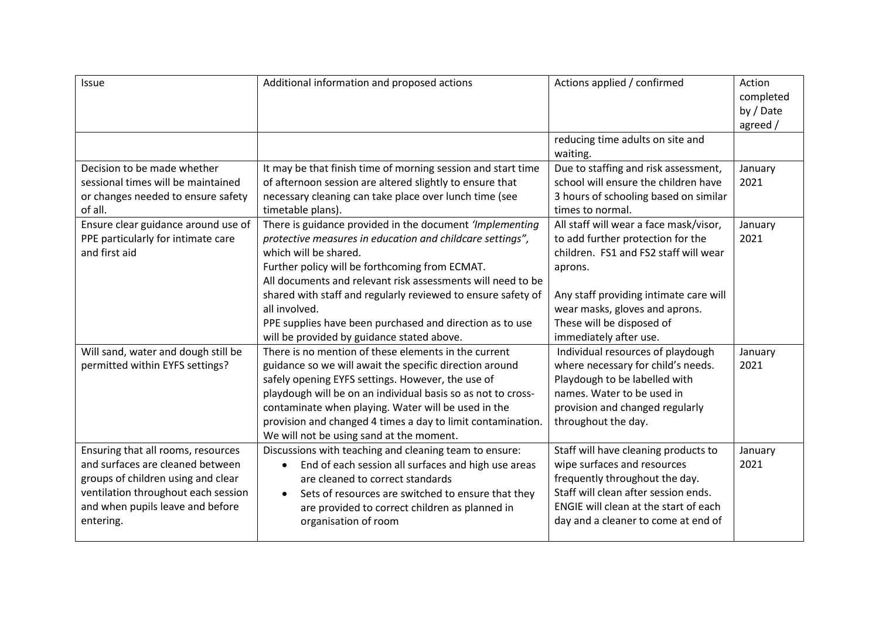| Issue | Additional information and proposed actions | Actions applied / confirmed | Action completed by / Date agreed / |
|---|---|---|---|
| | | reducing time adults on site and waiting. | |
| Decision to be made whether sessional times will be maintained or changes needed to ensure safety of all. | It may be that finish time of morning session and start time of afternoon session are altered slightly to ensure that necessary cleaning can take place over lunch time (see timetable plans). | Due to staffing and risk assessment, school will ensure the children have 3 hours of schooling based on similar times to normal. | January 2021 |
| Ensure clear guidance around use of PPE particularly for intimate care and first aid | There is guidance provided in the document *'Implementing protective measures in education and childcare settings",* which will be shared.<br>Further policy will be forthcoming from ECMAT.<br>All documents and relevant risk assessments will need to be shared with staff and regularly reviewed to ensure safety of all involved.<br>PPE supplies have been purchased and direction as to use will be provided by guidance stated above. | All staff will wear a face mask/visor, to add further protection for the children. FS1 and FS2 staff will wear aprons.<br><br>Any staff providing intimate care will wear masks, gloves and aprons. These will be disposed of immediately after use. | January 2021 |
| Will sand, water and dough still be permitted within EYFS settings? | There is no mention of these elements in the current guidance so we will await the specific direction around safely opening EYFS settings. However, the use of playdough will be on an individual basis so as not to cross-contaminate when playing. Water will be used in the provision and changed 4 times a day to limit contamination. We will not be using sand at the moment. | Individual resources of playdough where necessary for child's needs. Playdough to be labelled with names. Water to be used in provision and changed regularly throughout the day. | January 2021 |
| Ensuring that all rooms, resources and surfaces are cleaned between groups of children using and clear ventilation throughout each session and when pupils leave and before entering. | Discussions with teaching and cleaning team to ensure:<br>• End of each session all surfaces and high use areas are cleaned to correct standards<br>• Sets of resources are switched to ensure that they are provided to correct children as planned in organisation of room | Staff will have cleaning products to wipe surfaces and resources frequently throughout the day. Staff will clean after session ends. ENGIE will clean at the start of each day and a cleaner to come at end of | January 2021 |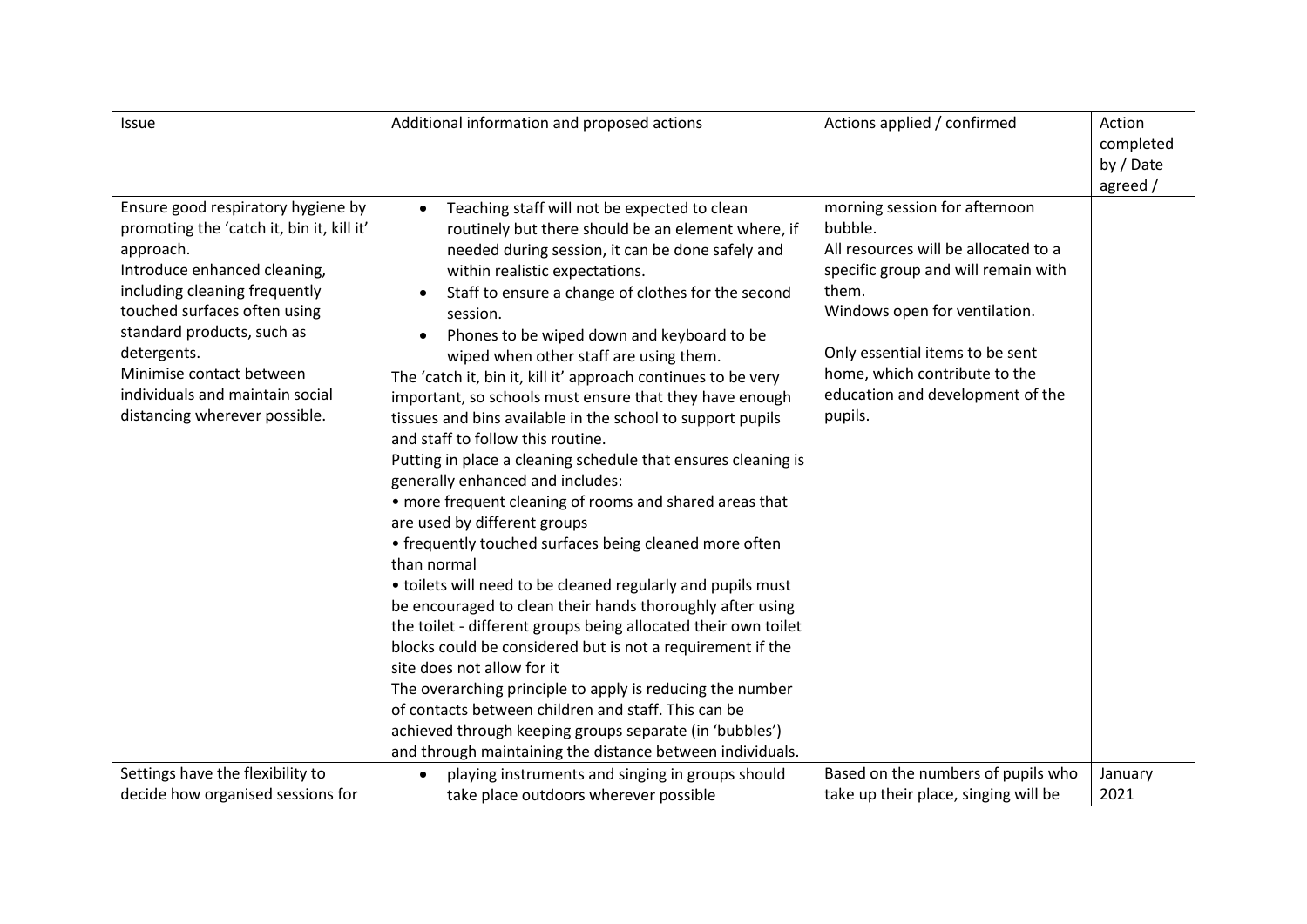| Issue | Additional information and proposed actions | Actions applied / confirmed | Action completed by / Date agreed / |
|---|---|---|---|
| Ensure good respiratory hygiene by promoting the 'catch it, bin it, kill it' approach.<br>Introduce enhanced cleaning, including cleaning frequently touched surfaces often using standard products, such as detergents.<br>Minimise contact between individuals and maintain social distancing wherever possible. | • Teaching staff will not be expected to clean routinely but there should be an element where, if needed during session, it can be done safely and within realistic expectations.<br>• Staff to ensure a change of clothes for the second session.<br>• Phones to be wiped down and keyboard to be wiped when other staff are using them.<br>The 'catch it, bin it, kill it' approach continues to be very important, so schools must ensure that they have enough tissues and bins available in the school to support pupils and staff to follow this routine.<br>Putting in place a cleaning schedule that ensures cleaning is generally enhanced and includes:<br>• more frequent cleaning of rooms and shared areas that are used by different groups<br>• frequently touched surfaces being cleaned more often than normal<br>• toilets will need to be cleaned regularly and pupils must be encouraged to clean their hands thoroughly after using the toilet - different groups being allocated their own toilet blocks could be considered but is not a requirement if the site does not allow for it<br>The overarching principle to apply is reducing the number of contacts between children and staff. This can be achieved through keeping groups separate (in 'bubbles') and through maintaining the distance between individuals. | morning session for afternoon bubble.<br>All resources will be allocated to a specific group and will remain with them.<br>Windows open for ventilation.<br><br>Only essential items to be sent home, which contribute to the education and development of the pupils. | |
| Settings have the flexibility to decide how organised sessions for | • playing instruments and singing in groups should take place outdoors wherever possible | Based on the numbers of pupils who take up their place, singing will be | January 2021 |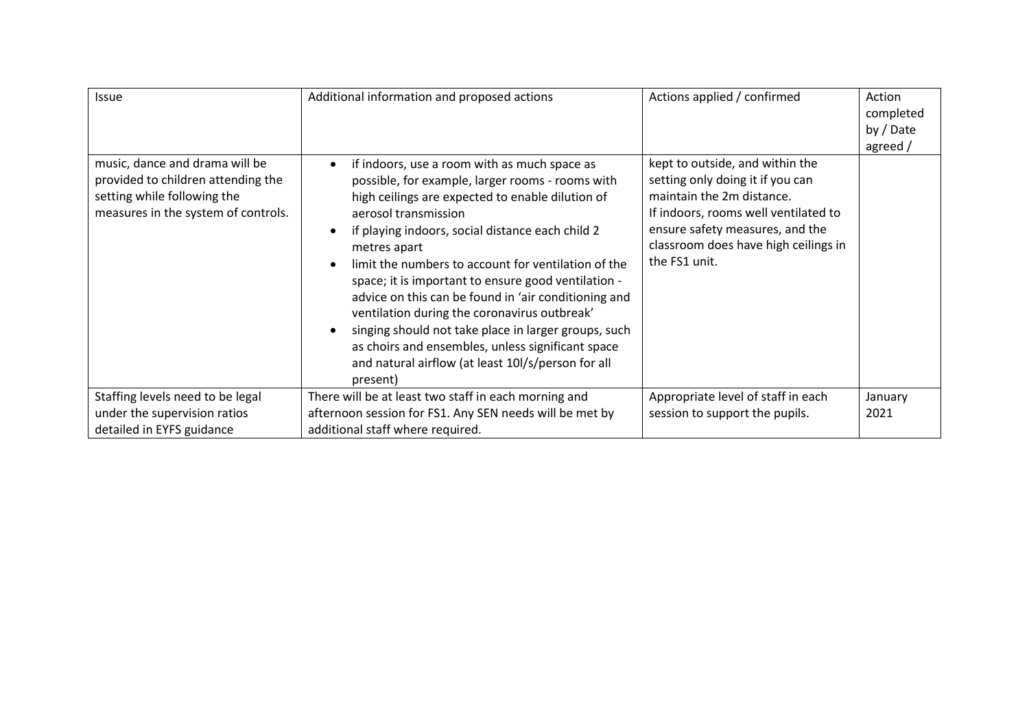| Issue | Additional information and proposed actions | Actions applied / confirmed | Action completed by / Date agreed / |
|---|---|---|---|
| music, dance and drama will be provided to children attending the setting while following the measures in the system of controls. | • if indoors, use a room with as much space as possible, for example, larger rooms - rooms with high ceilings are expected to enable dilution of aerosol transmission<br>• if playing indoors, social distance each child 2 metres apart<br>• limit the numbers to account for ventilation of the space; it is important to ensure good ventilation - advice on this can be found in 'air conditioning and ventilation during the coronavirus outbreak'<br>• singing should not take place in larger groups, such as choirs and ensembles, unless significant space and natural airflow (at least 10l/s/person for all present) | kept to outside, and within the setting only doing it if you can maintain the 2m distance.<br>If indoors, rooms well ventilated to ensure safety measures, and the classroom does have high ceilings in the FS1 unit. | |
| Staffing levels need to be legal under the supervision ratios detailed in EYFS guidance | There will be at least two staff in each morning and afternoon session for FS1. Any SEN needs will be met by additional staff where required. | Appropriate level of staff in each session to support the pupils. | January 2021 |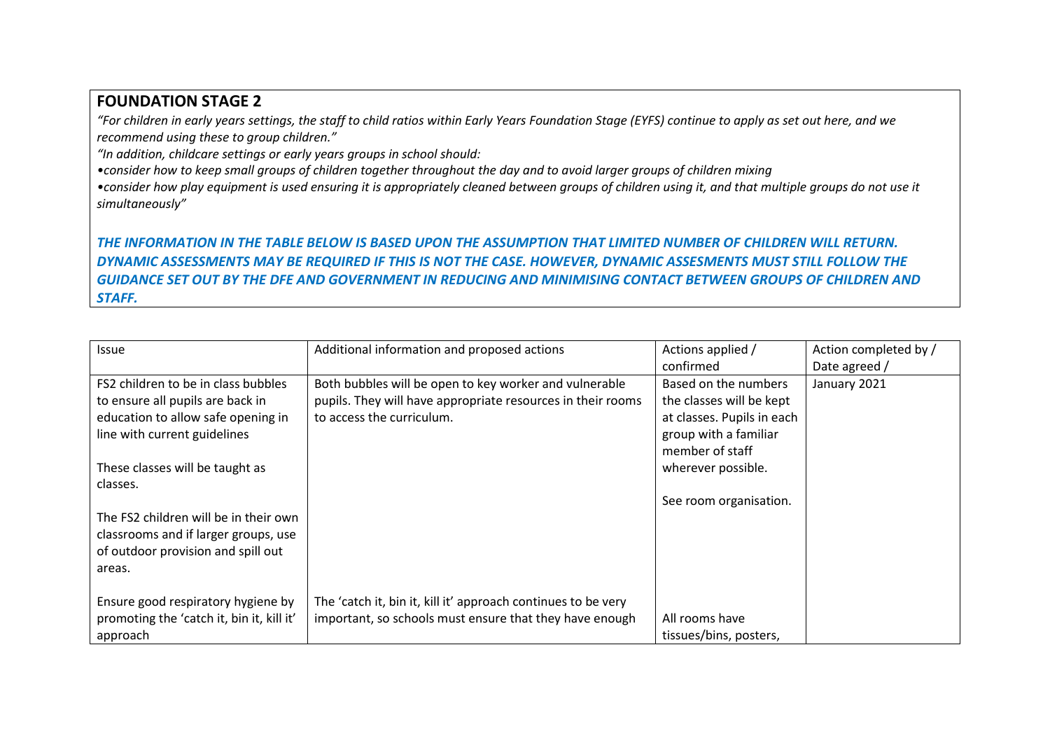## FOUNDATION STAGE 2

*"For children in early years settings, the staff to child ratios within Early Years Foundation Stage (EYFS) continue to apply as set out here, and we recommend using these to group children."*

*"In addition, childcare settings or early years groups in school should:*

*•consider how to keep small groups of children together throughout the day and to avoid larger groups of children mixing*

*•consider how play equipment is used ensuring it is appropriately cleaned between groups of children using it, and that multiple groups do not use it simultaneously"*

***THE INFORMATION IN THE TABLE BELOW IS BASED UPON THE ASSUMPTION THAT LIMITED NUMBER OF CHILDREN WILL RETURN. DYNAMIC ASSESSMENTS MAY BE REQUIRED IF THIS IS NOT THE CASE. HOWEVER, DYNAMIC ASSESMENTS MUST STILL FOLLOW THE GUIDANCE SET OUT BY THE DFE AND GOVERNMENT IN REDUCING AND MINIMISING CONTACT BETWEEN GROUPS OF CHILDREN AND STAFF.***

| Issue | Additional information and proposed actions | Actions applied / confirmed | Action completed by / Date agreed / |
|---|---|---|---|
| FS2 children to be in class bubbles to ensure all pupils are back in education to allow safe opening in line with current guidelines<br><br>These classes will be taught as classes.<br><br>The FS2 children will be in their own classrooms and if larger groups, use of outdoor provision and spill out areas. | Both bubbles will be open to key worker and vulnerable pupils. They will have appropriate resources in their rooms to access the curriculum. | Based on the numbers the classes will be kept at classes. Pupils in each group with a familiar member of staff wherever possible.<br><br>See room organisation. | January 2021 |
| Ensure good respiratory hygiene by promoting the 'catch it, bin it, kill it' approach | The 'catch it, bin it, kill it' approach continues to be very important, so schools must ensure that they have enough | All rooms have tissues/bins, posters, | |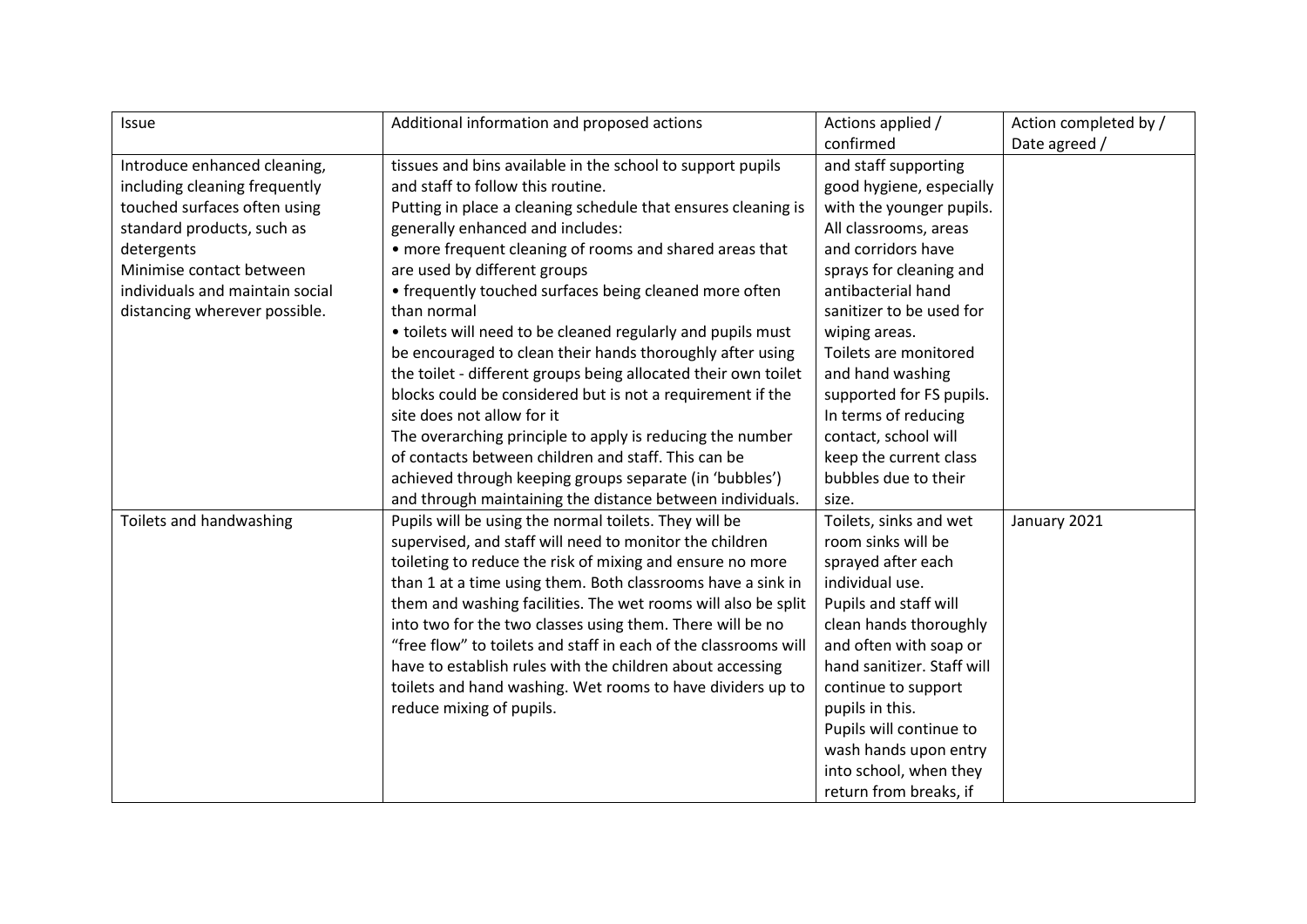| Issue | Additional information and proposed actions | Actions applied / confirmed | Action completed by / Date agreed / |
|---|---|---|---|
| Introduce enhanced cleaning, including cleaning frequently touched surfaces often using standard products, such as detergents<br>Minimise contact between individuals and maintain social distancing wherever possible. | tissues and bins available in the school to support pupils and staff to follow this routine.<br>Putting in place a cleaning schedule that ensures cleaning is generally enhanced and includes:<br>• more frequent cleaning of rooms and shared areas that are used by different groups<br>• frequently touched surfaces being cleaned more often than normal<br>• toilets will need to be cleaned regularly and pupils must be encouraged to clean their hands thoroughly after using the toilet - different groups being allocated their own toilet blocks could be considered but is not a requirement if the site does not allow for it<br>The overarching principle to apply is reducing the number of contacts between children and staff. This can be achieved through keeping groups separate (in 'bubbles') and through maintaining the distance between individuals. | and staff supporting good hygiene, especially with the younger pupils.<br>All classrooms, areas and corridors have sprays for cleaning and antibacterial hand sanitizer to be used for wiping areas.<br>Toilets are monitored and hand washing supported for FS pupils.<br>In terms of reducing contact, school will keep the current class bubbles due to their size. | |
| Toilets and handwashing | Pupils will be using the normal toilets. They will be supervised, and staff will need to monitor the children toileting to reduce the risk of mixing and ensure no more than 1 at a time using them. Both classrooms have a sink in them and washing facilities. The wet rooms will also be split into two for the two classes using them. There will be no "free flow" to toilets and staff in each of the classrooms will have to establish rules with the children about accessing toilets and hand washing. Wet rooms to have dividers up to reduce mixing of pupils. | Toilets, sinks and wet room sinks will be sprayed after each individual use.<br>Pupils and staff will clean hands thoroughly and often with soap or hand sanitizer. Staff will continue to support pupils in this.<br>Pupils will continue to wash hands upon entry into school, when they return from breaks, if | January 2021 |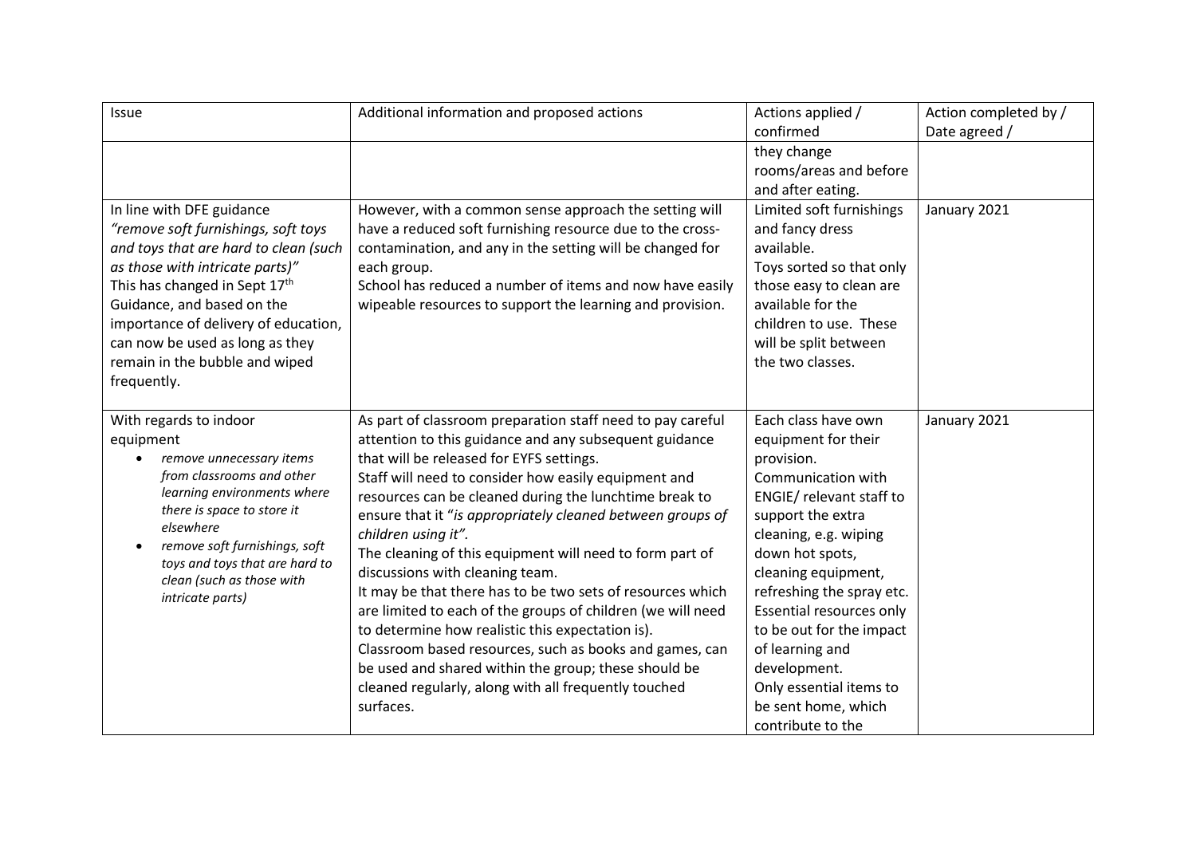| Issue | Additional information and proposed actions | Actions applied / confirmed | Action completed by / Date agreed / |
|---|---|---|---|
| | | they change rooms/areas and before and after eating. | |
| In line with DFE guidance *"remove soft furnishings, soft toys and toys that are hard to clean (such as those with intricate parts)"* This has changed in Sept 17th Guidance, and based on the importance of delivery of education, can now be used as long as they remain in the bubble and wiped frequently. | However, with a common sense approach the setting will have a reduced soft furnishing resource due to the cross-contamination, and any in the setting will be changed for each group. School has reduced a number of items and now have easily wipeable resources to support the learning and provision. | Limited soft furnishings and fancy dress available. Toys sorted so that only those easy to clean are available for the children to use. These will be split between the two classes. | January 2021 |
| With regards to indoor equipment <ul><li>*remove unnecessary items from classrooms and other learning environments where there is space to store it elsewhere*</li><li>*remove soft furnishings, soft toys and toys that are hard to clean (such as those with intricate parts)*</li></ul> | As part of classroom preparation staff need to pay careful attention to this guidance and any subsequent guidance that will be released for EYFS settings. Staff will need to consider how easily equipment and resources can be cleaned during the lunchtime break to ensure that it "*is appropriately cleaned between groups of children using it"*. The cleaning of this equipment will need to form part of discussions with cleaning team. It may be that there has to be two sets of resources which are limited to each of the groups of children (we will need to determine how realistic this expectation is). Classroom based resources, such as books and games, can be used and shared within the group; these should be cleaned regularly, along with all frequently touched surfaces. | Each class have own equipment for their provision. Communication with ENGIE/ relevant staff to support the extra cleaning, e.g. wiping down hot spots, cleaning equipment, refreshing the spray etc. Essential resources only to be out for the impact of learning and development. Only essential items to be sent home, which contribute to the | January 2021 |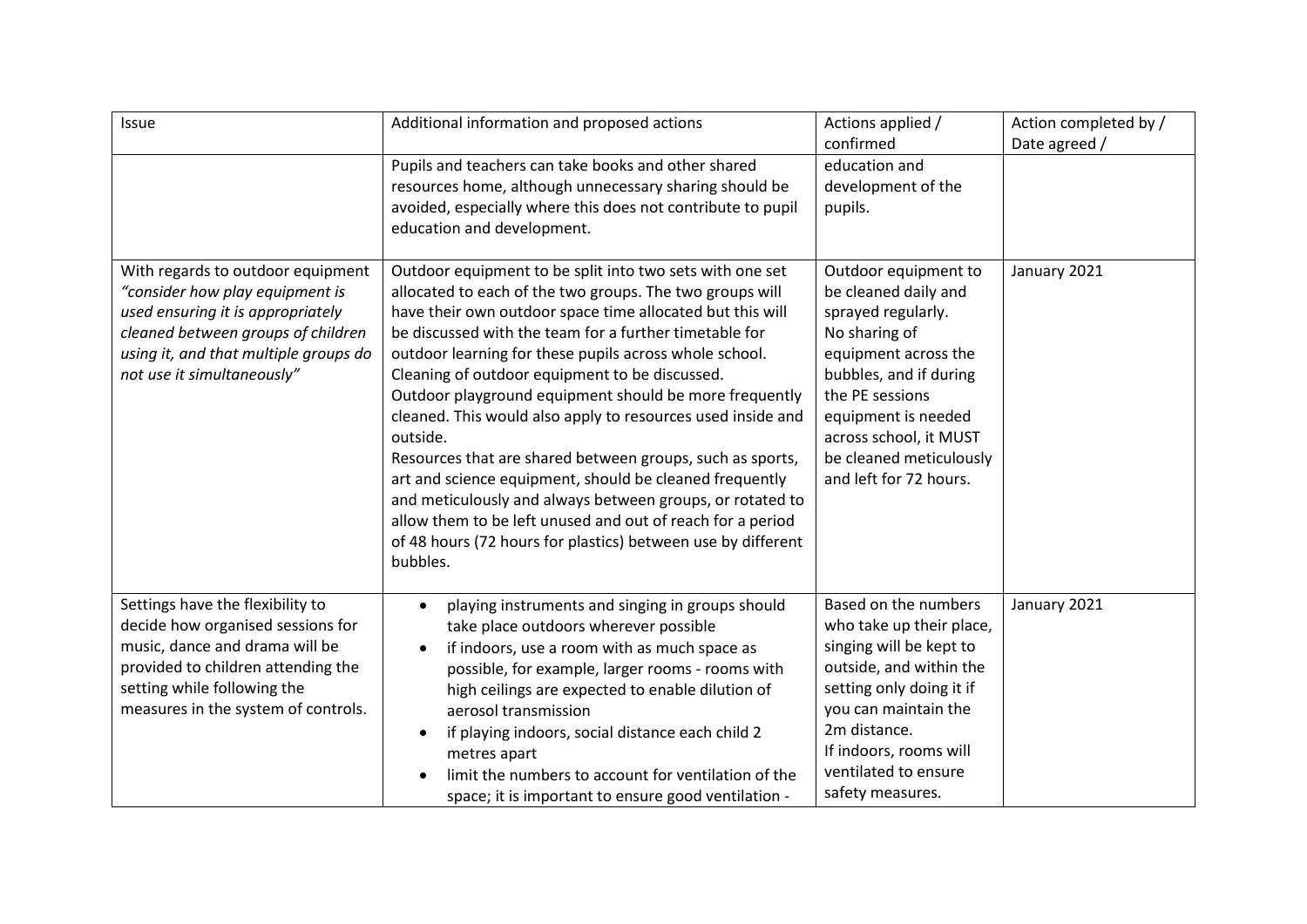| Issue | Additional information and proposed actions | Actions applied / confirmed | Action completed by / Date agreed / |
| --- | --- | --- | --- |
| | Pupils and teachers can take books and other shared resources home, although unnecessary sharing should be avoided, especially where this does not contribute to pupil education and development. | education and development of the pupils. | |
| With regards to outdoor equipment *"consider how play equipment is used ensuring it is appropriately cleaned between groups of children using it, and that multiple groups do not use it simultaneously"* | Outdoor equipment to be split into two sets with one set allocated to each of the two groups. The two groups will have their own outdoor space time allocated but this will be discussed with the team for a further timetable for outdoor learning for these pupils across whole school. Cleaning of outdoor equipment to be discussed.<br>Outdoor playground equipment should be more frequently cleaned. This would also apply to resources used inside and outside.<br>Resources that are shared between groups, such as sports, art and science equipment, should be cleaned frequently and meticulously and always between groups, or rotated to allow them to be left unused and out of reach for a period of 48 hours (72 hours for plastics) between use by different bubbles. | Outdoor equipment to be cleaned daily and sprayed regularly.<br>No sharing of equipment across the bubbles, and if during the PE sessions equipment is needed across school, it MUST be cleaned meticulously and left for 72 hours. | January 2021 |
| Settings have the flexibility to decide how organised sessions for music, dance and drama will be provided to children attending the setting while following the measures in the system of controls. | • playing instruments and singing in groups should take place outdoors wherever possible<br>• if indoors, use a room with as much space as possible, for example, larger rooms - rooms with high ceilings are expected to enable dilution of aerosol transmission<br>• if playing indoors, social distance each child 2 metres apart<br>• limit the numbers to account for ventilation of the space; it is important to ensure good ventilation - | Based on the numbers who take up their place, singing will be kept to outside, and within the setting only doing it if you can maintain the 2m distance.<br>If indoors, rooms will ventilated to ensure safety measures. | January 2021 |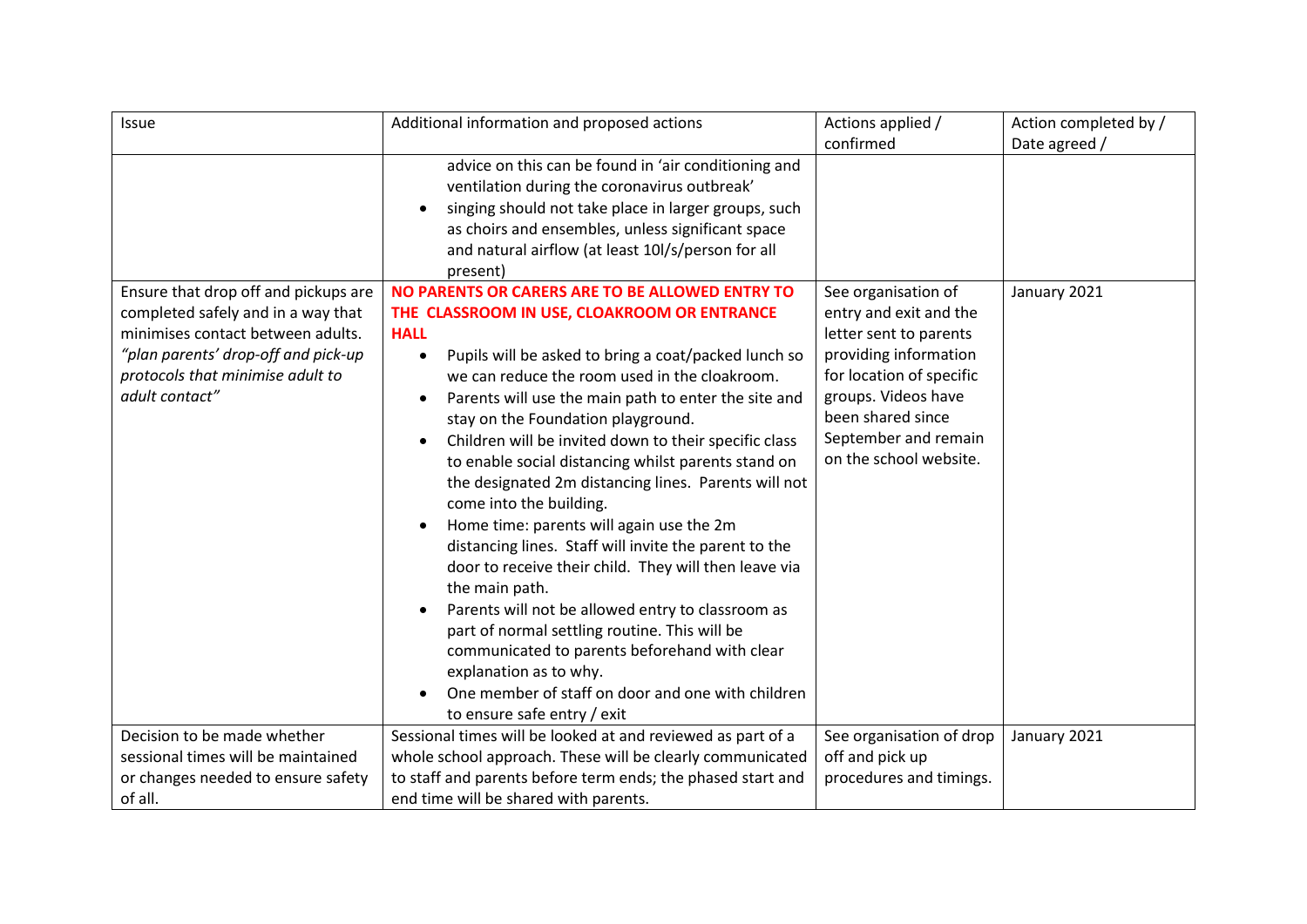| Issue | Additional information and proposed actions | Actions applied / confirmed | Action completed by / Date agreed / |
| --- | --- | --- | --- |
| | advice on this can be found in 'air conditioning and ventilation during the coronavirus outbreak'<br>• singing should not take place in larger groups, such as choirs and ensembles, unless significant space and natural airflow (at least 10l/s/person for all present) | | |
| Ensure that drop off and pickups are completed safely and in a way that minimises contact between adults. *"plan parents' drop-off and pick-up protocols that minimise adult to adult contact"* | **NO PARENTS OR CARERS ARE TO BE ALLOWED ENTRY TO THE CLASSROOM IN USE, CLOAKROOM OR ENTRANCE HALL**<br>• Pupils will be asked to bring a coat/packed lunch so we can reduce the room used in the cloakroom.<br>• Parents will use the main path to enter the site and stay on the Foundation playground.<br>• Children will be invited down to their specific class to enable social distancing whilst parents stand on the designated 2m distancing lines. Parents will not come into the building.<br>• Home time: parents will again use the 2m distancing lines. Staff will invite the parent to the door to receive their child. They will then leave via the main path.<br>• Parents will not be allowed entry to classroom as part of normal settling routine. This will be communicated to parents beforehand with clear explanation as to why.<br>• One member of staff on door and one with children to ensure safe entry / exit | See organisation of entry and exit and the letter sent to parents providing information for location of specific groups. Videos have been shared since September and remain on the school website. | January 2021 |
| Decision to be made whether sessional times will be maintained or changes needed to ensure safety of all. | Sessional times will be looked at and reviewed as part of a whole school approach. These will be clearly communicated to staff and parents before term ends; the phased start and end time will be shared with parents. | See organisation of drop off and pick up procedures and timings. | January 2021 |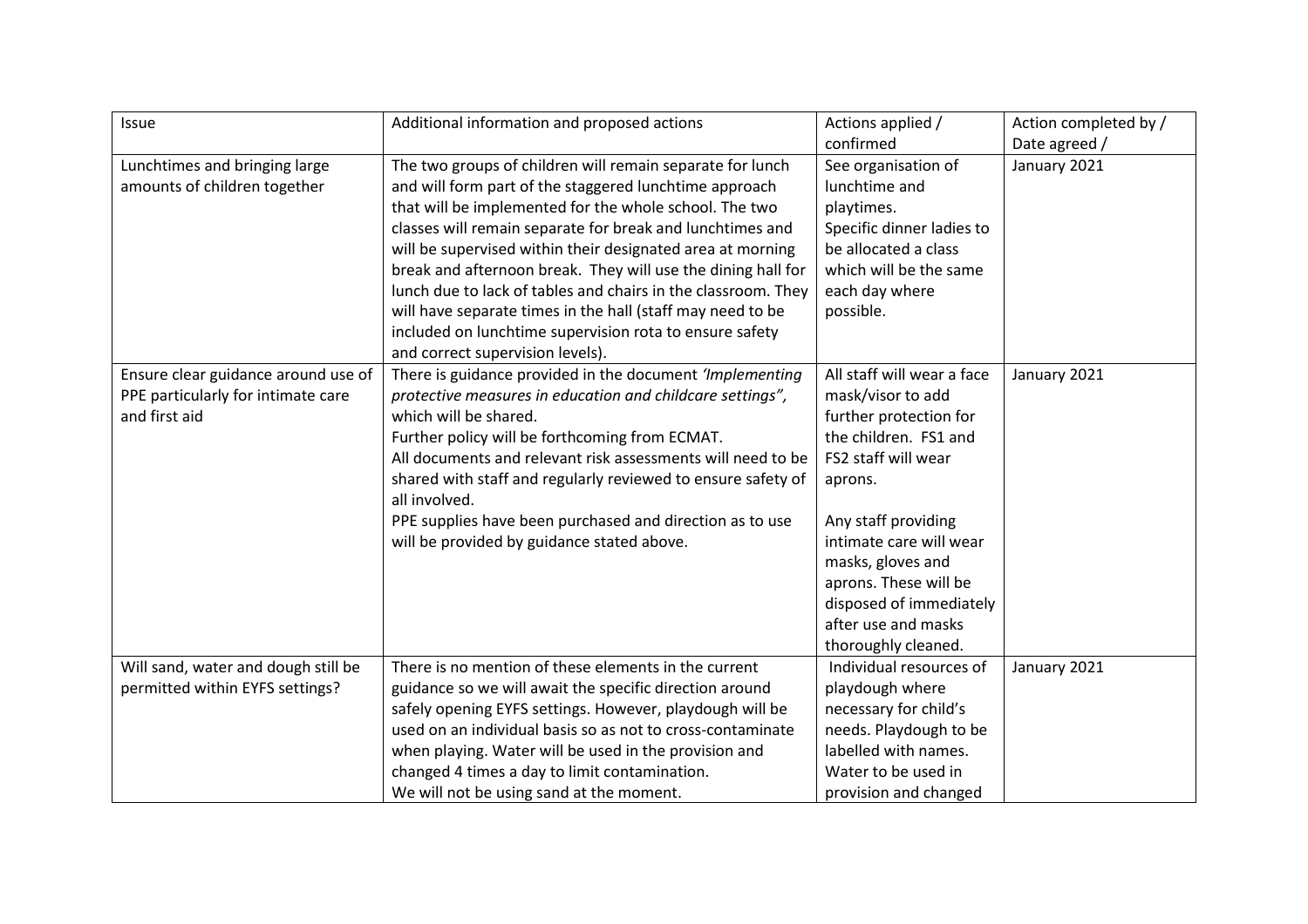| Issue | Additional information and proposed actions | Actions applied / confirmed | Action completed by / Date agreed / |
|---|---|---|---|
| Lunchtimes and bringing large amounts of children together | The two groups of children will remain separate for lunch and will form part of the staggered lunchtime approach that will be implemented for the whole school. The two classes will remain separate for break and lunchtimes and will be supervised within their designated area at morning break and afternoon break. They will use the dining hall for lunch due to lack of tables and chairs in the classroom. They will have separate times in the hall (staff may need to be included on lunchtime supervision rota to ensure safety and correct supervision levels). | See organisation of lunchtime and playtimes.<br>Specific dinner ladies to be allocated a class which will be the same each day where possible. | January 2021 |
| Ensure clear guidance around use of PPE particularly for intimate care and first aid | There is guidance provided in the document *'Implementing protective measures in education and childcare settings"*, which will be shared.<br>Further policy will be forthcoming from ECMAT.<br>All documents and relevant risk assessments will need to be shared with staff and regularly reviewed to ensure safety of all involved.<br>PPE supplies have been purchased and direction as to use will be provided by guidance stated above. | All staff will wear a face mask/visor to add further protection for the children. FS1 and FS2 staff will wear aprons.<br><br>Any staff providing intimate care will wear masks, gloves and aprons. These will be disposed of immediately after use and masks thoroughly cleaned. | January 2021 |
| Will sand, water and dough still be permitted within EYFS settings? | There is no mention of these elements in the current guidance so we will await the specific direction around safely opening EYFS settings. However, playdough will be used on an individual basis so as not to cross-contaminate when playing. Water will be used in the provision and changed 4 times a day to limit contamination.<br>We will not be using sand at the moment. | Individual resources of playdough where necessary for child's needs. Playdough to be labelled with names.<br>Water to be used in provision and changed | January 2021 |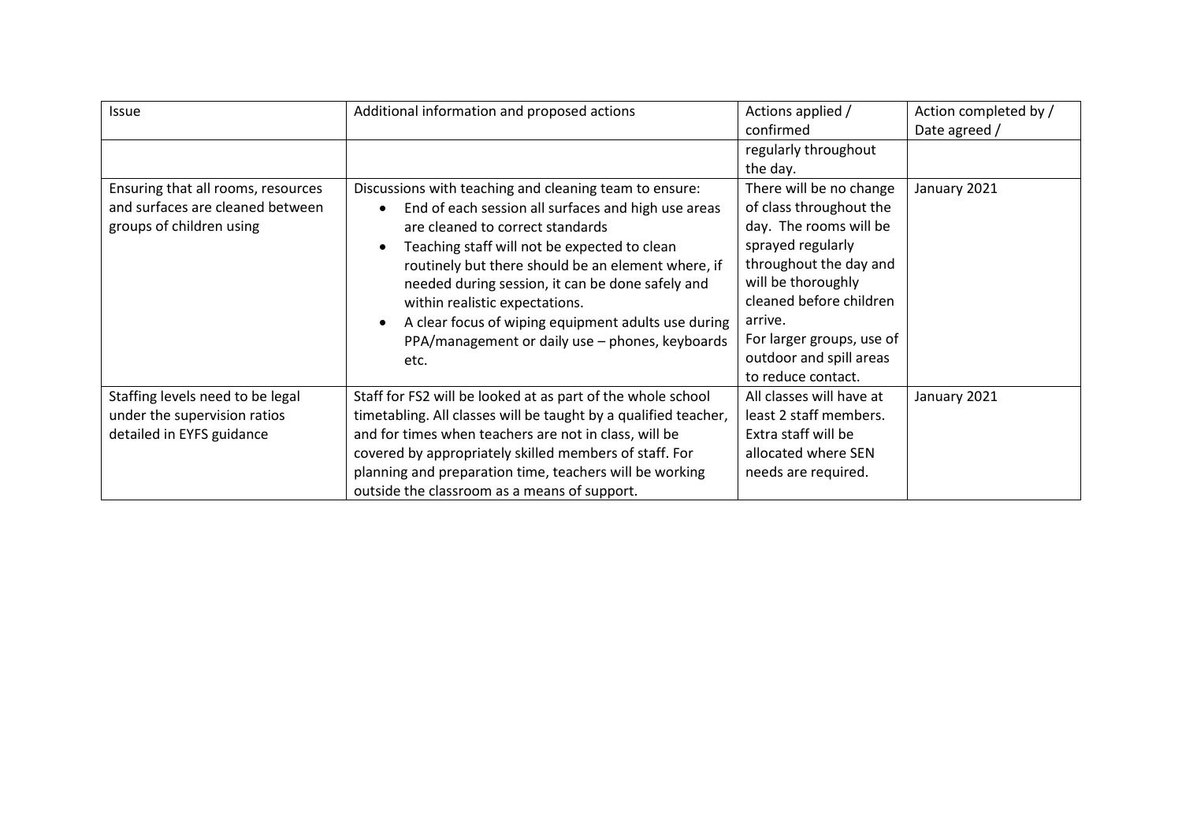| Issue | Additional information and proposed actions | Actions applied / confirmed | Action completed by / Date agreed / |
|---|---|---|---|
| | | regularly throughout the day. | |
| Ensuring that all rooms, resources and surfaces are cleaned between groups of children using | Discussions with teaching and cleaning team to ensure:<br>• End of each session all surfaces and high use areas are cleaned to correct standards<br>• Teaching staff will not be expected to clean routinely but there should be an element where, if needed during session, it can be done safely and within realistic expectations.<br>• A clear focus of wiping equipment adults use during PPA/management or daily use – phones, keyboards etc. | There will be no change of class throughout the day. The rooms will be sprayed regularly throughout the day and will be thoroughly cleaned before children arrive.<br>For larger groups, use of outdoor and spill areas to reduce contact. | January 2021 |
| Staffing levels need to be legal under the supervision ratios detailed in EYFS guidance | Staff for FS2 will be looked at as part of the whole school timetabling. All classes will be taught by a qualified teacher, and for times when teachers are not in class, will be covered by appropriately skilled members of staff. For planning and preparation time, teachers will be working outside the classroom as a means of support. | All classes will have at least 2 staff members. Extra staff will be allocated where SEN needs are required. | January 2021 |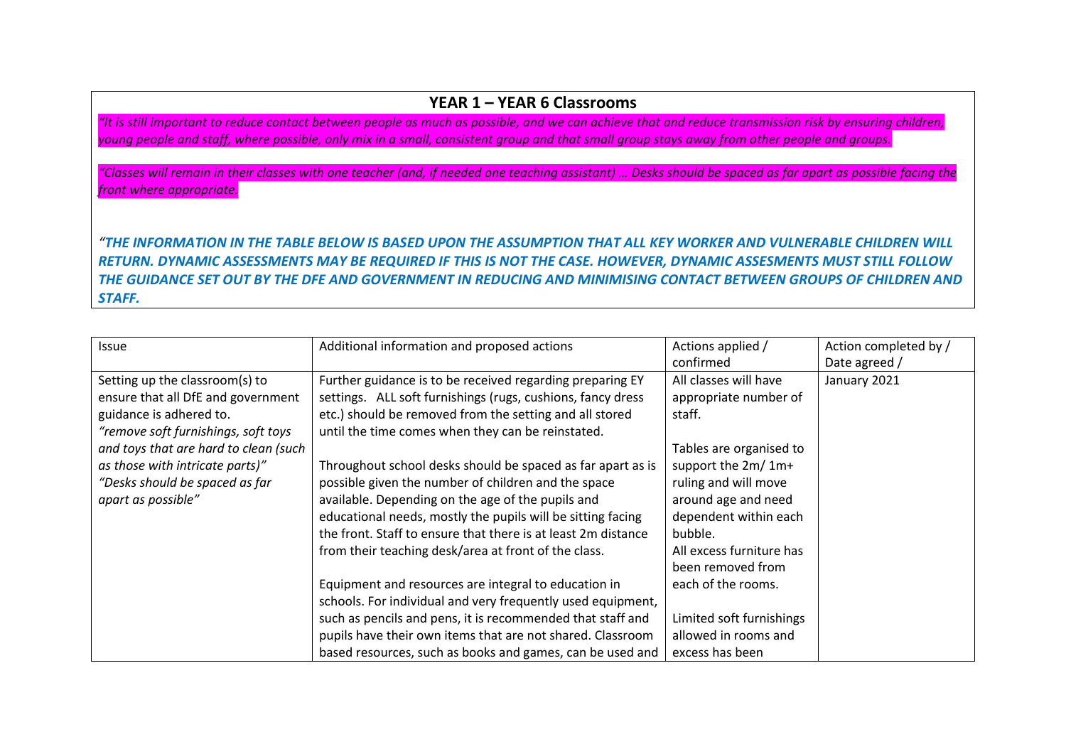## YEAR 1 – YEAR 6 Classrooms

*"It is still important to reduce contact between people as much as possible, and we can achieve that and reduce transmission risk by ensuring children, young people and staff, where possible, only mix in a small, consistent group and that small group stays away from other people and groups.*

*"Classes will remain in their classes with one teacher (and, if needed one teaching assistant) … Desks should be spaced as far apart as possible facing the front where appropriate.*

***"THE INFORMATION IN THE TABLE BELOW IS BASED UPON THE ASSUMPTION THAT ALL KEY WORKER AND VULNERABLE CHILDREN WILL RETURN. DYNAMIC ASSESSMENTS MAY BE REQUIRED IF THIS IS NOT THE CASE. HOWEVER, DYNAMIC ASSESMENTS MUST STILL FOLLOW THE GUIDANCE SET OUT BY THE DFE AND GOVERNMENT IN REDUCING AND MINIMISING CONTACT BETWEEN GROUPS OF CHILDREN AND STAFF.***

| Issue | Additional information and proposed actions | Actions applied / confirmed | Action completed by / Date agreed / |
|---|---|---|---|
| Setting up the classroom(s) to ensure that all DfE and government guidance is adhered to.<br>*"remove soft furnishings, soft toys and toys that are hard to clean (such as those with intricate parts)"*<br>*"Desks should be spaced as far apart as possible"* | Further guidance is to be received regarding preparing EY settings. ALL soft furnishings (rugs, cushions, fancy dress etc.) should be removed from the setting and all stored until the time comes when they can be reinstated.<br><br>Throughout school desks should be spaced as far apart as is possible given the number of children and the space available. Depending on the age of the pupils and educational needs, mostly the pupils will be sitting facing the front. Staff to ensure that there is at least 2m distance from their teaching desk/area at front of the class.<br><br>Equipment and resources are integral to education in schools. For individual and very frequently used equipment, such as pencils and pens, it is recommended that staff and pupils have their own items that are not shared. Classroom based resources, such as books and games, can be used and | All classes will have appropriate number of staff.<br><br>Tables are organised to support the 2m/ 1m+ ruling and will move around age and need dependent within each bubble.<br>All excess furniture has been removed from each of the rooms.<br><br>Limited soft furnishings allowed in rooms and excess has been | January 2021 |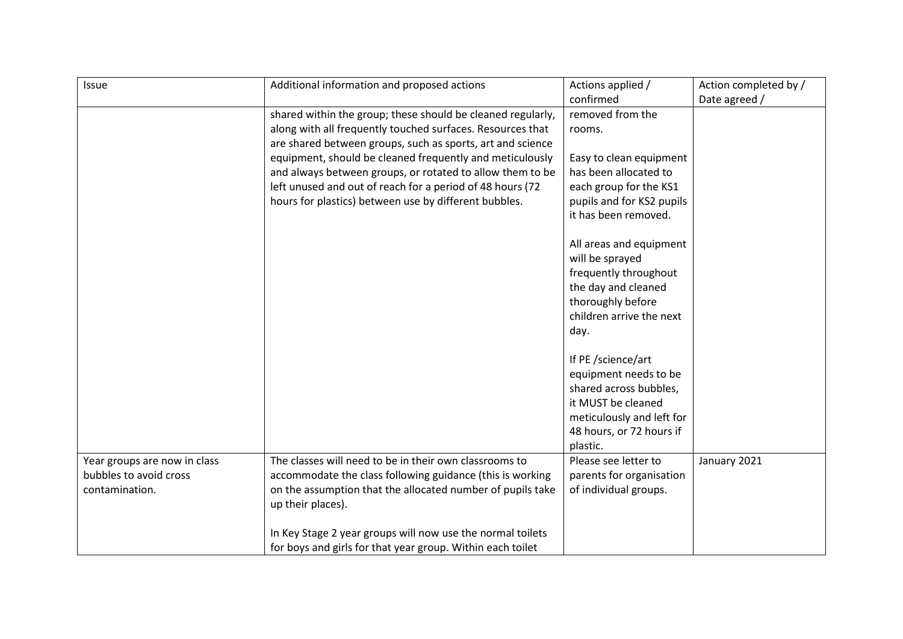| Issue | Additional information and proposed actions | Actions applied / confirmed | Action completed by / Date agreed / |
| --- | --- | --- | --- |
| | shared within the group; these should be cleaned regularly, along with all frequently touched surfaces. Resources that are shared between groups, such as sports, art and science equipment, should be cleaned frequently and meticulously and always between groups, or rotated to allow them to be left unused and out of reach for a period of 48 hours (72 hours for plastics) between use by different bubbles. | removed from the rooms.<br><br>Easy to clean equipment has been allocated to each group for the KS1 pupils and for KS2 pupils it has been removed.<br><br>All areas and equipment will be sprayed frequently throughout the day and cleaned thoroughly before children arrive the next day.<br><br>If PE /science/art equipment needs to be shared across bubbles, it MUST be cleaned meticulously and left for 48 hours, or 72 hours if plastic. | |
| Year groups are now in class bubbles to avoid cross contamination. | The classes will need to be in their own classrooms to accommodate the class following guidance (this is working on the assumption that the allocated number of pupils take up their places).<br><br>In Key Stage 2 year groups will now use the normal toilets for boys and girls for that year group. Within each toilet | Please see letter to parents for organisation of individual groups. | January 2021 |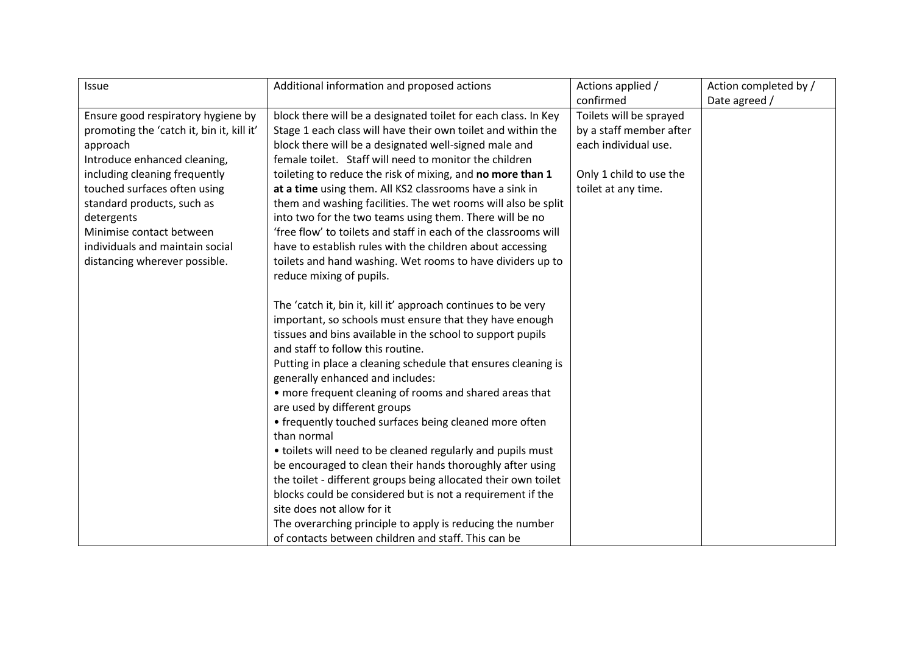| Issue | Additional information and proposed actions | Actions applied / confirmed | Action completed by / Date agreed / |
|---|---|---|---|
| Ensure good respiratory hygiene by promoting the 'catch it, bin it, kill it' approach<br>Introduce enhanced cleaning, including cleaning frequently touched surfaces often using standard products, such as detergents<br>Minimise contact between individuals and maintain social distancing wherever possible. | block there will be a designated toilet for each class. In Key Stage 1 each class will have their own toilet and within the block there will be a designated well-signed male and female toilet. Staff will need to monitor the children toileting to reduce the risk of mixing, and **no more than 1 at a time** using them. All KS2 classrooms have a sink in them and washing facilities. The wet rooms will also be split into two for the two teams using them. There will be no 'free flow' to toilets and staff in each of the classrooms will have to establish rules with the children about accessing toilets and hand washing. Wet rooms to have dividers up to reduce mixing of pupils.<br><br>The 'catch it, bin it, kill it' approach continues to be very important, so schools must ensure that they have enough tissues and bins available in the school to support pupils and staff to follow this routine.<br>Putting in place a cleaning schedule that ensures cleaning is generally enhanced and includes:<br>• more frequent cleaning of rooms and shared areas that are used by different groups<br>• frequently touched surfaces being cleaned more often than normal<br>• toilets will need to be cleaned regularly and pupils must be encouraged to clean their hands thoroughly after using the toilet - different groups being allocated their own toilet blocks could be considered but is not a requirement if the site does not allow for it<br>The overarching principle to apply is reducing the number of contacts between children and staff. This can be | Toilets will be sprayed by a staff member after each individual use.<br><br>Only 1 child to use the toilet at any time. | |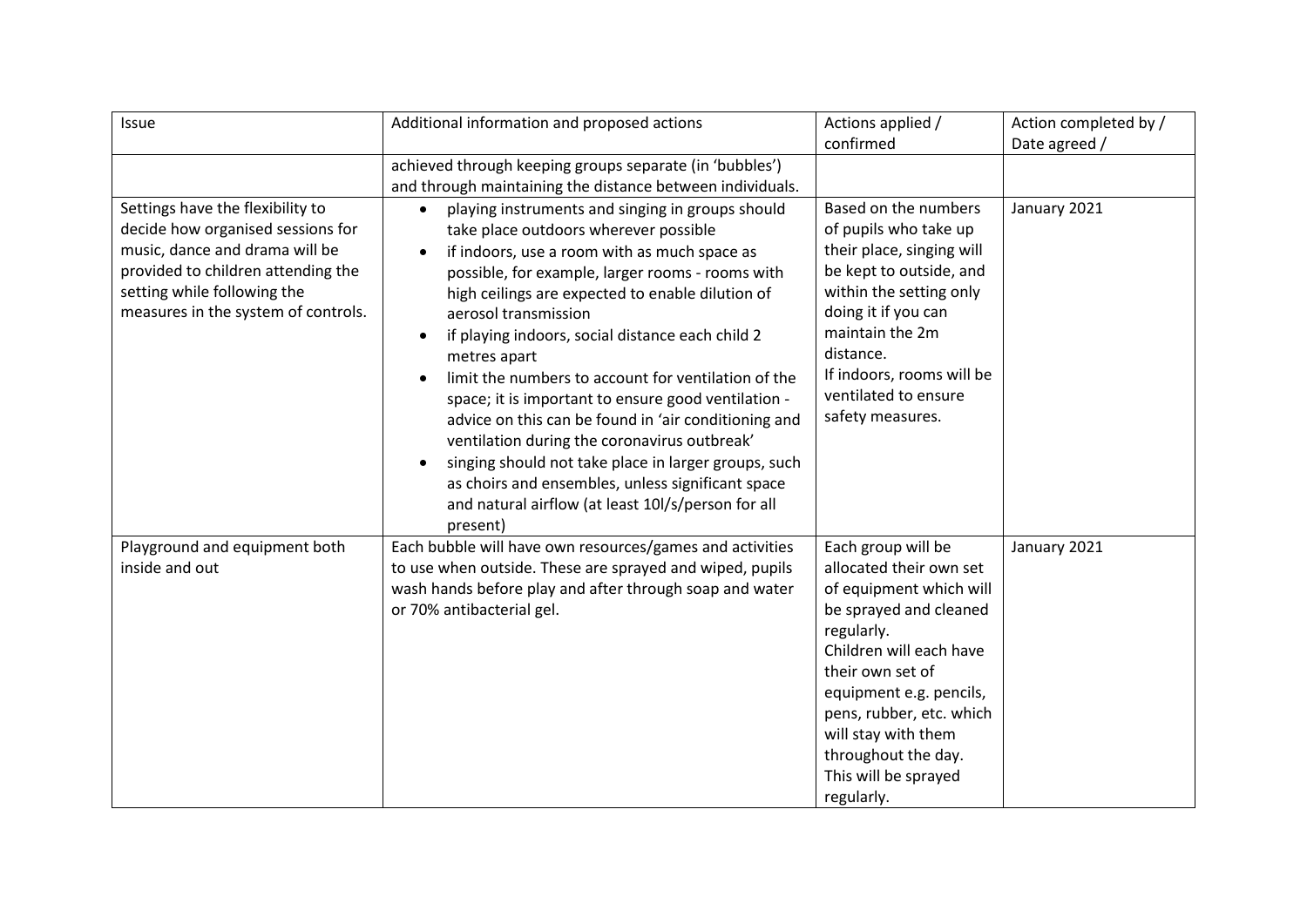| Issue | Additional information and proposed actions | Actions applied / confirmed | Action completed by / Date agreed / |
| --- | --- | --- | --- |
| | achieved through keeping groups separate (in 'bubbles') and through maintaining the distance between individuals. | | |
| Settings have the flexibility to decide how organised sessions for music, dance and drama will be provided to children attending the setting while following the measures in the system of controls. | • playing instruments and singing in groups should take place outdoors wherever possible<br>• if indoors, use a room with as much space as possible, for example, larger rooms - rooms with high ceilings are expected to enable dilution of aerosol transmission<br>• if playing indoors, social distance each child 2 metres apart<br>• limit the numbers to account for ventilation of the space; it is important to ensure good ventilation - advice on this can be found in 'air conditioning and ventilation during the coronavirus outbreak'<br>• singing should not take place in larger groups, such as choirs and ensembles, unless significant space and natural airflow (at least 10l/s/person for all present) | Based on the numbers of pupils who take up their place, singing will be kept to outside, and within the setting only doing it if you can maintain the 2m distance.<br>If indoors, rooms will be ventilated to ensure safety measures. | January 2021 |
| Playground and equipment both inside and out | Each bubble will have own resources/games and activities to use when outside. These are sprayed and wiped, pupils wash hands before play and after through soap and water or 70% antibacterial gel. | Each group will be allocated their own set of equipment which will be sprayed and cleaned regularly.<br>Children will each have their own set of equipment e.g. pencils, pens, rubber, etc. which will stay with them throughout the day. This will be sprayed regularly. | January 2021 |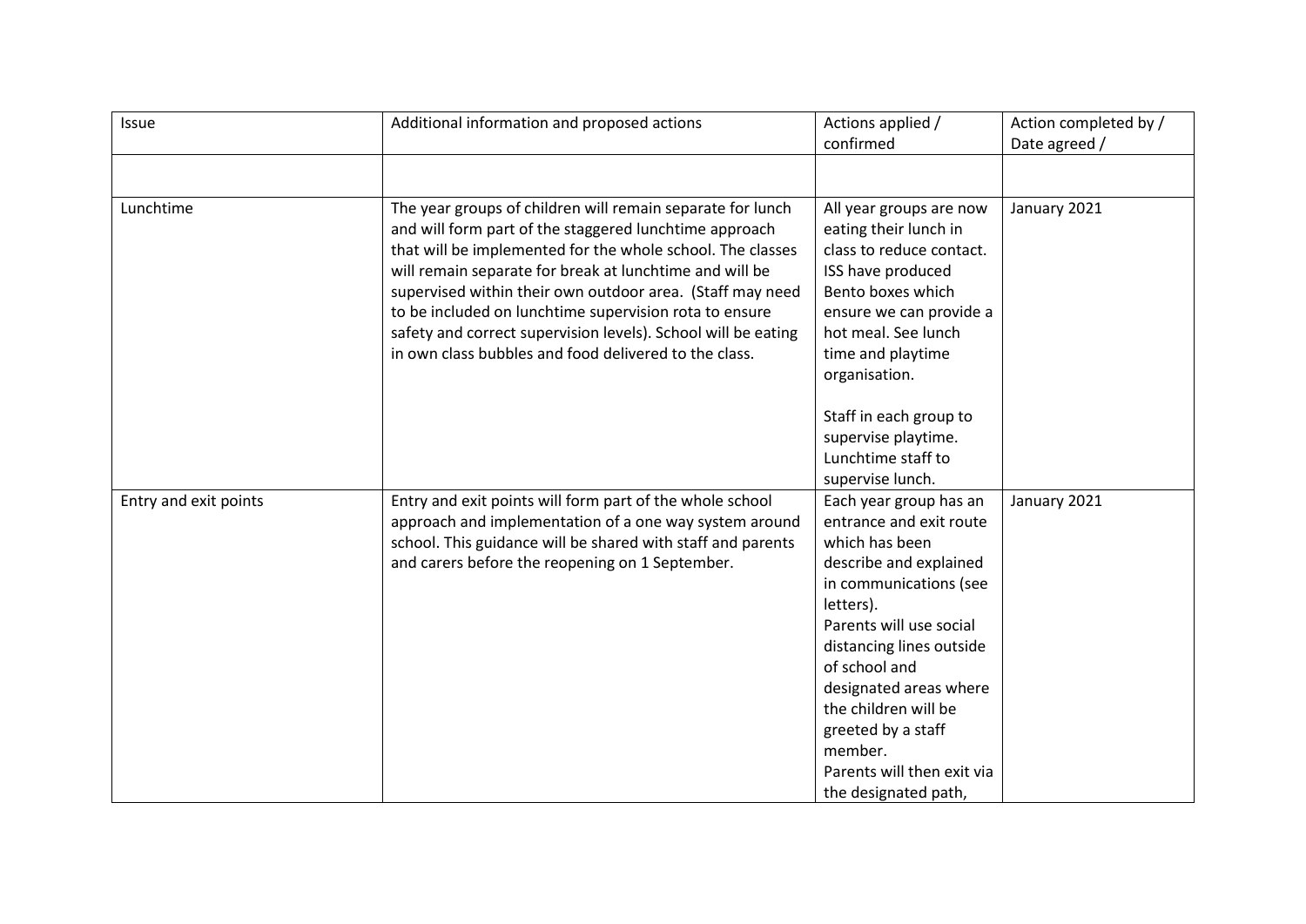| Issue | Additional information and proposed actions | Actions applied / confirmed | Action completed by / Date agreed / |
|---|---|---|---|
| | | | |
| Lunchtime | The year groups of children will remain separate for lunch and will form part of the staggered lunchtime approach that will be implemented for the whole school. The classes will remain separate for break at lunchtime and will be supervised within their own outdoor area. (Staff may need to be included on lunchtime supervision rota to ensure safety and correct supervision levels). School will be eating in own class bubbles and food delivered to the class. | All year groups are now eating their lunch in class to reduce contact. ISS have produced Bento boxes which ensure we can provide a hot meal. See lunch time and playtime organisation.<br><br>Staff in each group to supervise playtime. Lunchtime staff to supervise lunch. | January 2021 |
| Entry and exit points | Entry and exit points will form part of the whole school approach and implementation of a one way system around school. This guidance will be shared with staff and parents and carers before the reopening on 1 September. | Each year group has an entrance and exit route which has been describe and explained in communications (see letters).<br>Parents will use social distancing lines outside of school and designated areas where the children will be greeted by a staff member.<br>Parents will then exit via the designated path, | January 2021 |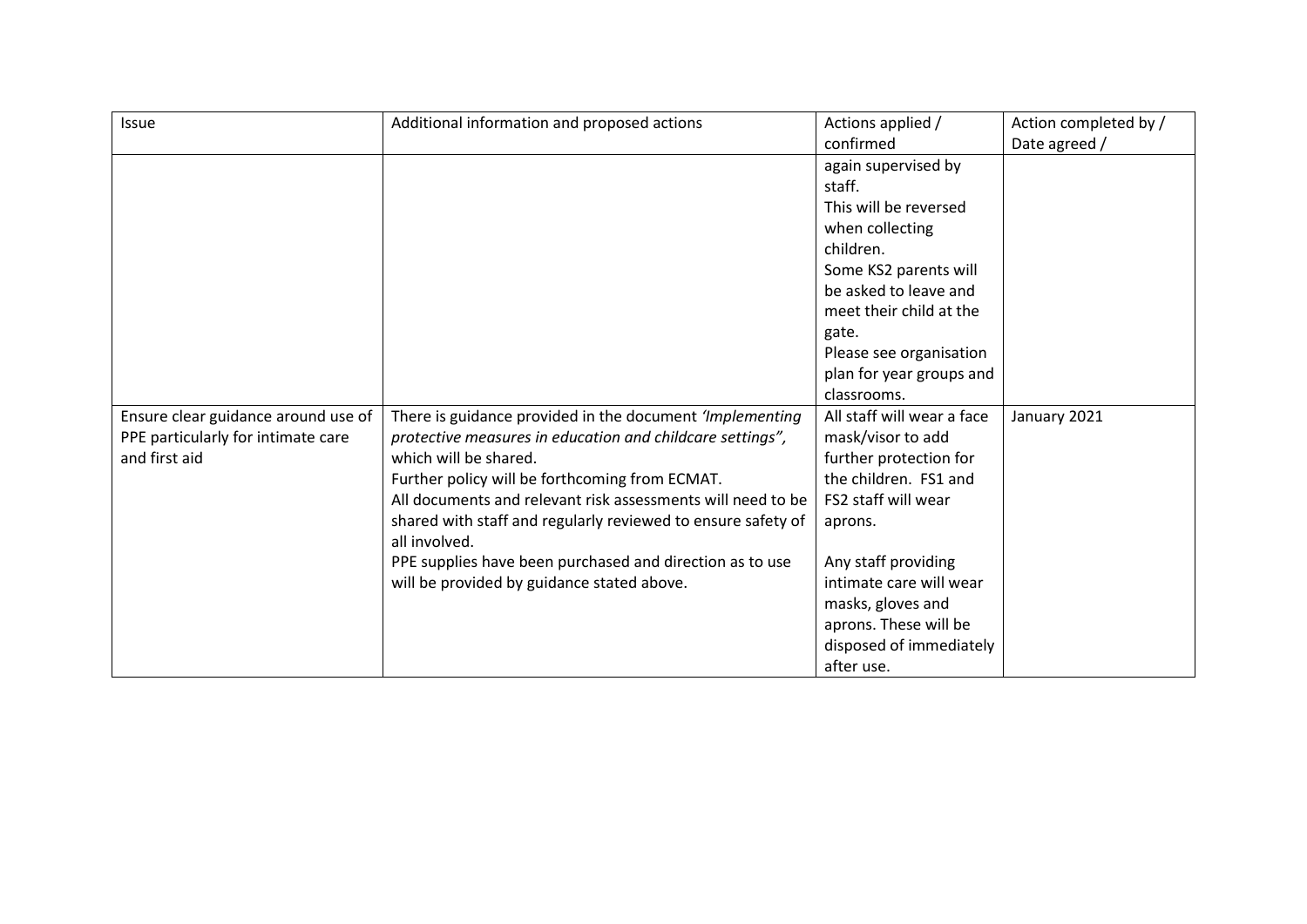| Issue | Additional information and proposed actions | Actions applied / confirmed | Action completed by / Date agreed / |
|---|---|---|---|
| | | again supervised by staff. This will be reversed when collecting children. Some KS2 parents will be asked to leave and meet their child at the gate. Please see organisation plan for year groups and classrooms. | |
| Ensure clear guidance around use of PPE particularly for intimate care and first aid | There is guidance provided in the document *'Implementing protective measures in education and childcare settings",* which will be shared. Further policy will be forthcoming from ECMAT. All documents and relevant risk assessments will need to be shared with staff and regularly reviewed to ensure safety of all involved. PPE supplies have been purchased and direction as to use will be provided by guidance stated above. | All staff will wear a face mask/visor to add further protection for the children. FS1 and FS2 staff will wear aprons. Any staff providing intimate care will wear masks, gloves and aprons. These will be disposed of immediately after use. | January 2021 |